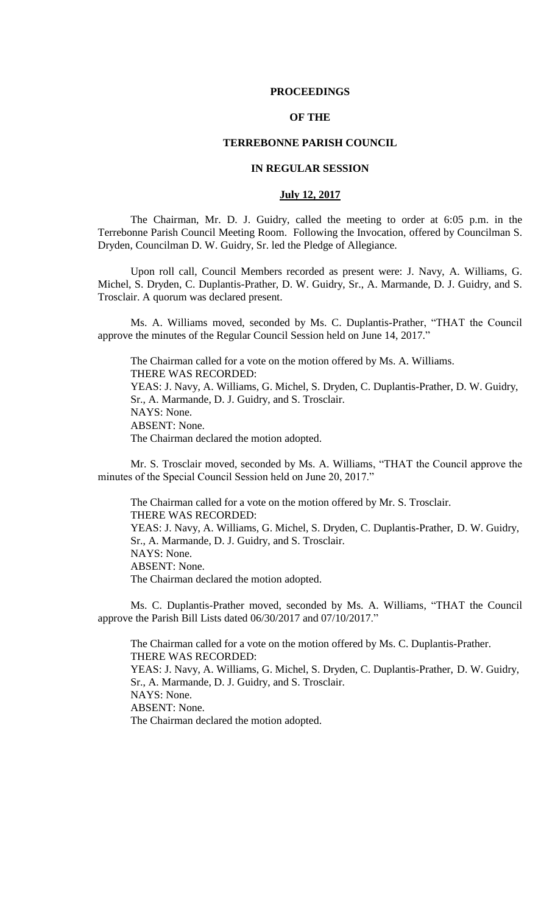**PROCEEDINGS**

**OF THE**

**TERREBONNE PARISH COUNCIL**

**IN REGULAR SESSION**

**July 12, 2017**

The Chairman, Mr. D. J. Guidry, called the meeting to order at 6:05 p.m. in the Terrebonne Parish Council Meeting Room. Following the Invocation, offered by Councilman S. Dryden, Councilman D. W. Guidry, Sr. led the Pledge of Allegiance.

Upon roll call, Council Members recorded as present were: J. Navy, A. Williams, G. Michel, S. Dryden, C. Duplantis-Prather, D. W. Guidry, Sr., A. Marmande, D. J. Guidry, and S. Trosclair. A quorum was declared present.

Ms. A. Williams moved, seconded by Ms. C. Duplantis-Prather, "THAT the Council approve the minutes of the Regular Council Session held on June 14, 2017."

The Chairman called for a vote on the motion offered by Ms. A. Williams.
THERE WAS RECORDED:
YEAS: J. Navy, A. Williams, G. Michel, S. Dryden, C. Duplantis-Prather, D. W. Guidry, Sr., A. Marmande, D. J. Guidry, and S. Trosclair.
NAYS: None.
ABSENT: None.
The Chairman declared the motion adopted.

Mr. S. Trosclair moved, seconded by Ms. A. Williams, "THAT the Council approve the minutes of the Special Council Session held on June 20, 2017."

The Chairman called for a vote on the motion offered by Mr. S. Trosclair.
THERE WAS RECORDED:
YEAS: J. Navy, A. Williams, G. Michel, S. Dryden, C. Duplantis-Prather, D. W. Guidry, Sr., A. Marmande, D. J. Guidry, and S. Trosclair.
NAYS: None.
ABSENT: None.
The Chairman declared the motion adopted.

Ms. C. Duplantis-Prather moved, seconded by Ms. A. Williams, "THAT the Council approve the Parish Bill Lists dated 06/30/2017 and 07/10/2017."

The Chairman called for a vote on the motion offered by Ms. C. Duplantis-Prather.
THERE WAS RECORDED:
YEAS: J. Navy, A. Williams, G. Michel, S. Dryden, C. Duplantis-Prather, D. W. Guidry, Sr., A. Marmande, D. J. Guidry, and S. Trosclair.
NAYS: None.
ABSENT: None.
The Chairman declared the motion adopted.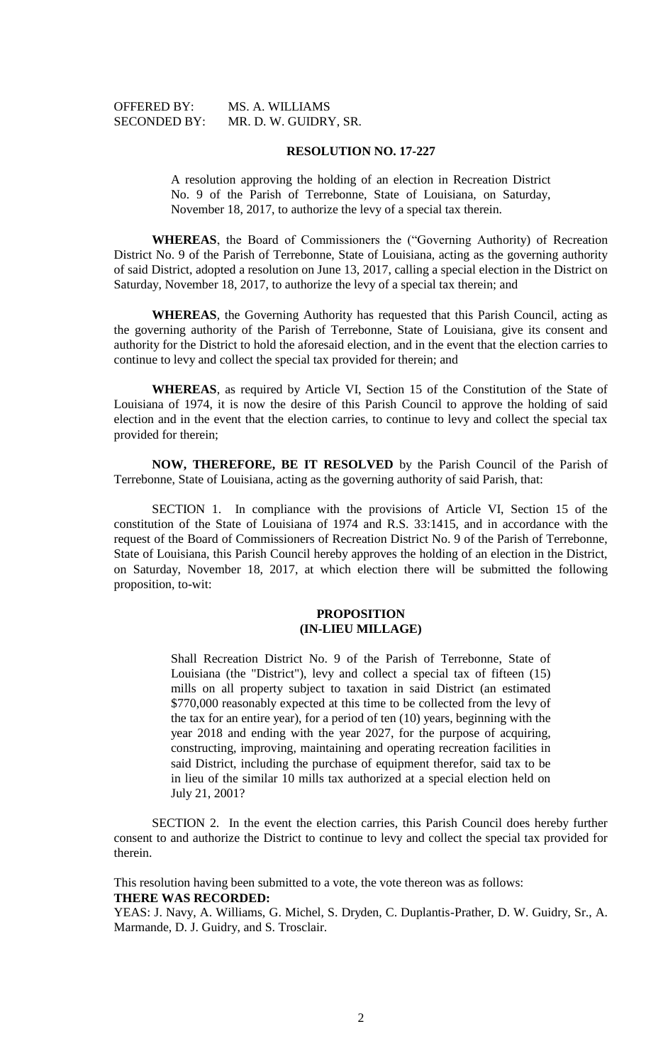OFFERED BY: MS. A. WILLIAMS
SECONDED BY: MR. D. W. GUIDRY, SR.

**RESOLUTION NO. 17-227**

A resolution approving the holding of an election in Recreation District No. 9 of the Parish of Terrebonne, State of Louisiana, on Saturday, November 18, 2017, to authorize the levy of a special tax therein.

**WHEREAS**, the Board of Commissioners the ("Governing Authority) of Recreation District No. 9 of the Parish of Terrebonne, State of Louisiana, acting as the governing authority of said District, adopted a resolution on June 13, 2017, calling a special election in the District on Saturday, November 18, 2017, to authorize the levy of a special tax therein; and

**WHEREAS**, the Governing Authority has requested that this Parish Council, acting as the governing authority of the Parish of Terrebonne, State of Louisiana, give its consent and authority for the District to hold the aforesaid election, and in the event that the election carries to continue to levy and collect the special tax provided for therein; and

**WHEREAS**, as required by Article VI, Section 15 of the Constitution of the State of Louisiana of 1974, it is now the desire of this Parish Council to approve the holding of said election and in the event that the election carries, to continue to levy and collect the special tax provided for therein;

**NOW, THEREFORE, BE IT RESOLVED** by the Parish Council of the Parish of Terrebonne, State of Louisiana, acting as the governing authority of said Parish, that:

SECTION 1. In compliance with the provisions of Article VI, Section 15 of the constitution of the State of Louisiana of 1974 and R.S. 33:1415, and in accordance with the request of the Board of Commissioners of Recreation District No. 9 of the Parish of Terrebonne, State of Louisiana, this Parish Council hereby approves the holding of an election in the District, on Saturday, November 18, 2017, at which election there will be submitted the following proposition, to-wit:

**PROPOSITION**
**(IN-LIEU MILLAGE)**

Shall Recreation District No. 9 of the Parish of Terrebonne, State of Louisiana (the "District"), levy and collect a special tax of fifteen (15) mills on all property subject to taxation in said District (an estimated $770,000 reasonably expected at this time to be collected from the levy of the tax for an entire year), for a period of ten (10) years, beginning with the year 2018 and ending with the year 2027, for the purpose of acquiring, constructing, improving, maintaining and operating recreation facilities in said District, including the purchase of equipment therefor, said tax to be in lieu of the similar 10 mills tax authorized at a special election held on July 21, 2001?

SECTION 2. In the event the election carries, this Parish Council does hereby further consent to and authorize the District to continue to levy and collect the special tax provided for therein.

This resolution having been submitted to a vote, the vote thereon was as follows:
**THERE WAS RECORDED:**
YEAS: J. Navy, A. Williams, G. Michel, S. Dryden, C. Duplantis-Prather, D. W. Guidry, Sr., A. Marmande, D. J. Guidry, and S. Trosclair.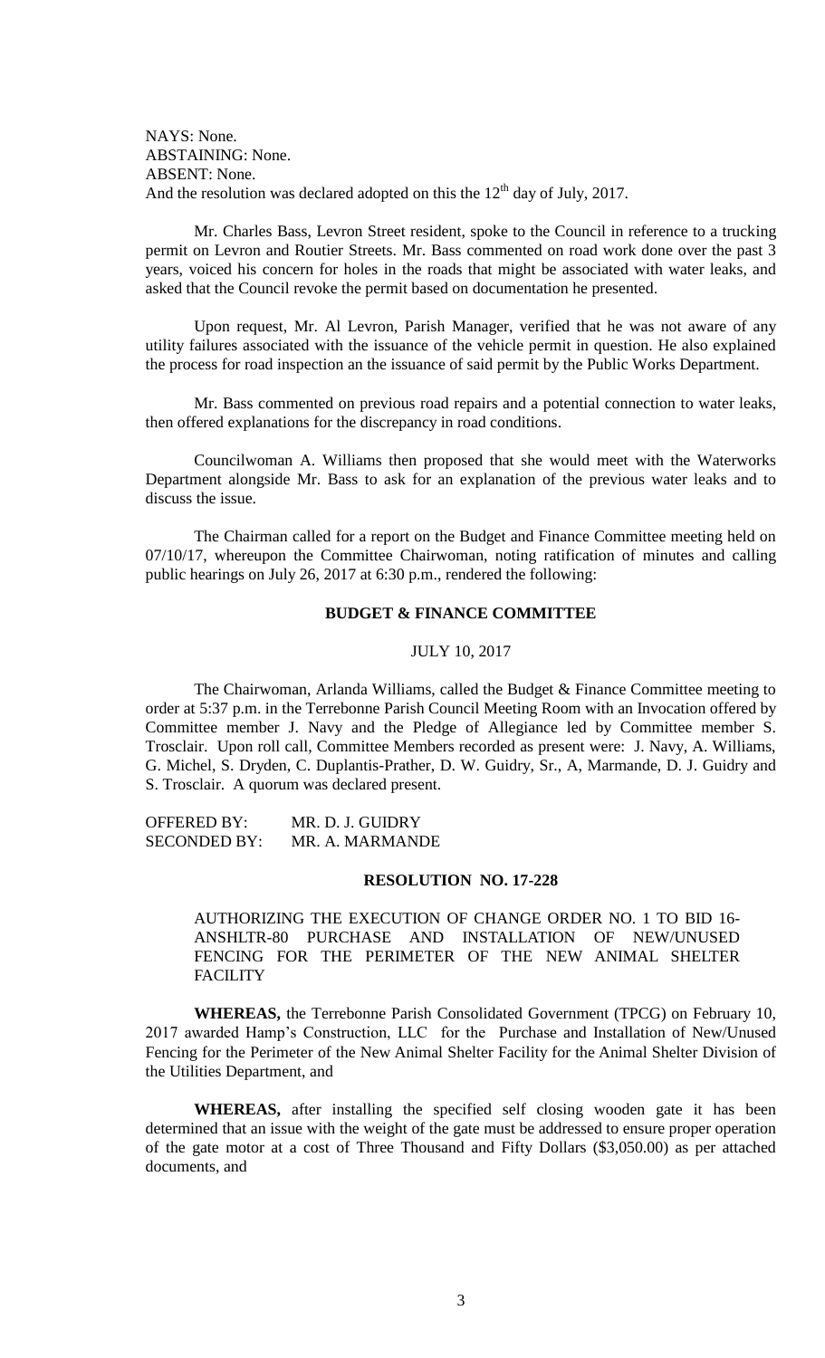NAYS: None.
ABSTAINING: None.
ABSENT: None.
And the resolution was declared adopted on this the 12th day of July, 2017.

Mr. Charles Bass, Levron Street resident, spoke to the Council in reference to a trucking permit on Levron and Routier Streets. Mr. Bass commented on road work done over the past 3 years, voiced his concern for holes in the roads that might be associated with water leaks, and asked that the Council revoke the permit based on documentation he presented.

Upon request, Mr. Al Levron, Parish Manager, verified that he was not aware of any utility failures associated with the issuance of the vehicle permit in question. He also explained the process for road inspection an the issuance of said permit by the Public Works Department.

Mr. Bass commented on previous road repairs and a potential connection to water leaks, then offered explanations for the discrepancy in road conditions.

Councilwoman A. Williams then proposed that she would meet with the Waterworks Department alongside Mr. Bass to ask for an explanation of the previous water leaks and to discuss the issue.

The Chairman called for a report on the Budget and Finance Committee meeting held on 07/10/17, whereupon the Committee Chairwoman, noting ratification of minutes and calling public hearings on July 26, 2017 at 6:30 p.m., rendered the following:

## BUDGET & FINANCE COMMITTEE

JULY 10, 2017

The Chairwoman, Arlanda Williams, called the Budget & Finance Committee meeting to order at 5:37 p.m. in the Terrebonne Parish Council Meeting Room with an Invocation offered by Committee member J. Navy and the Pledge of Allegiance led by Committee member S. Trosclair. Upon roll call, Committee Members recorded as present were: J. Navy, A. Williams, G. Michel, S. Dryden, C. Duplantis-Prather, D. W. Guidry, Sr., A, Marmande, D. J. Guidry and S. Trosclair. A quorum was declared present.

OFFERED BY: MR. D. J. GUIDRY
SECONDED BY: MR. A. MARMANDE

### RESOLUTION NO. 17-228

AUTHORIZING THE EXECUTION OF CHANGE ORDER NO. 1 TO BID 16-ANSHLTR-80 PURCHASE AND INSTALLATION OF NEW/UNUSED FENCING FOR THE PERIMETER OF THE NEW ANIMAL SHELTER FACILITY

**WHEREAS,** the Terrebonne Parish Consolidated Government (TPCG) on February 10, 2017 awarded Hamp's Construction, LLC for the Purchase and Installation of New/Unused Fencing for the Perimeter of the New Animal Shelter Facility for the Animal Shelter Division of the Utilities Department, and

**WHEREAS,** after installing the specified self closing wooden gate it has been determined that an issue with the weight of the gate must be addressed to ensure proper operation of the gate motor at a cost of Three Thousand and Fifty Dollars ($3,050.00) as per attached documents, and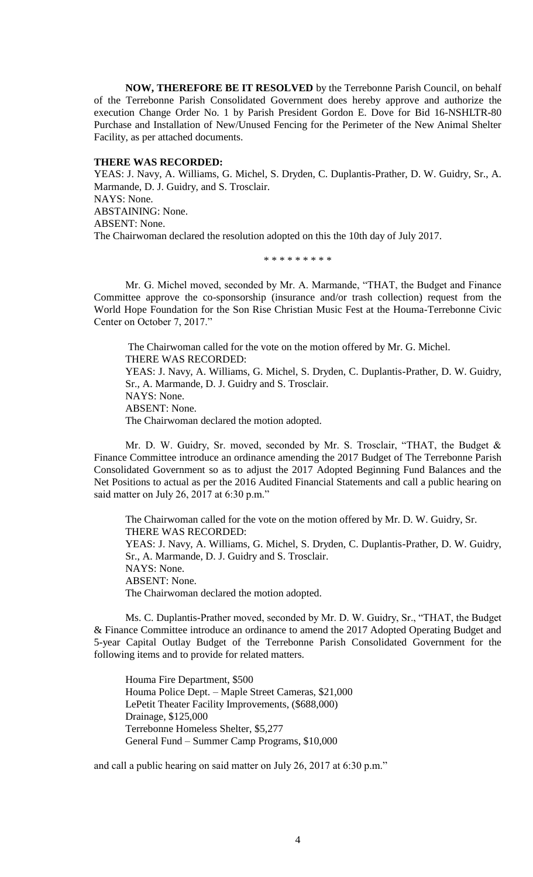**NOW, THEREFORE BE IT RESOLVED** by the Terrebonne Parish Council, on behalf of the Terrebonne Parish Consolidated Government does hereby approve and authorize the execution Change Order No. 1 by Parish President Gordon E. Dove for Bid 16-NSHLTR-80 Purchase and Installation of New/Unused Fencing for the Perimeter of the New Animal Shelter Facility, as per attached documents.

**THERE WAS RECORDED:**

YEAS: J. Navy, A. Williams, G. Michel, S. Dryden, C. Duplantis-Prather, D. W. Guidry, Sr., A. Marmande, D. J. Guidry, and S. Trosclair.
NAYS: None.
ABSTAINING: None.
ABSENT: None.
The Chairwoman declared the resolution adopted on this the 10th day of July 2017.

\* \* \* \* \* \* \* \* \*

Mr. G. Michel moved, seconded by Mr. A. Marmande, "THAT, the Budget and Finance Committee approve the co-sponsorship (insurance and/or trash collection) request from the World Hope Foundation for the Son Rise Christian Music Fest at the Houma-Terrebonne Civic Center on October 7, 2017."

The Chairwoman called for the vote on the motion offered by Mr. G. Michel.
THERE WAS RECORDED:
YEAS: J. Navy, A. Williams, G. Michel, S. Dryden, C. Duplantis-Prather, D. W. Guidry, Sr., A. Marmande, D. J. Guidry and S. Trosclair.
NAYS: None.
ABSENT: None.
The Chairwoman declared the motion adopted.

Mr. D. W. Guidry, Sr. moved, seconded by Mr. S. Trosclair, "THAT, the Budget & Finance Committee introduce an ordinance amending the 2017 Budget of The Terrebonne Parish Consolidated Government so as to adjust the 2017 Adopted Beginning Fund Balances and the Net Positions to actual as per the 2016 Audited Financial Statements and call a public hearing on said matter on July 26, 2017 at 6:30 p.m."

The Chairwoman called for the vote on the motion offered by Mr. D. W. Guidry, Sr.
THERE WAS RECORDED:
YEAS: J. Navy, A. Williams, G. Michel, S. Dryden, C. Duplantis-Prather, D. W. Guidry, Sr., A. Marmande, D. J. Guidry and S. Trosclair.
NAYS: None.
ABSENT: None.
The Chairwoman declared the motion adopted.

Ms. C. Duplantis-Prather moved, seconded by Mr. D. W. Guidry, Sr., "THAT, the Budget & Finance Committee introduce an ordinance to amend the 2017 Adopted Operating Budget and 5-year Capital Outlay Budget of the Terrebonne Parish Consolidated Government for the following items and to provide for related matters.

Houma Fire Department, $500
Houma Police Dept. – Maple Street Cameras, $21,000
LePetit Theater Facility Improvements, ($688,000)
Drainage, $125,000
Terrebonne Homeless Shelter, $5,277
General Fund – Summer Camp Programs, $10,000

and call a public hearing on said matter on July 26, 2017 at 6:30 p.m."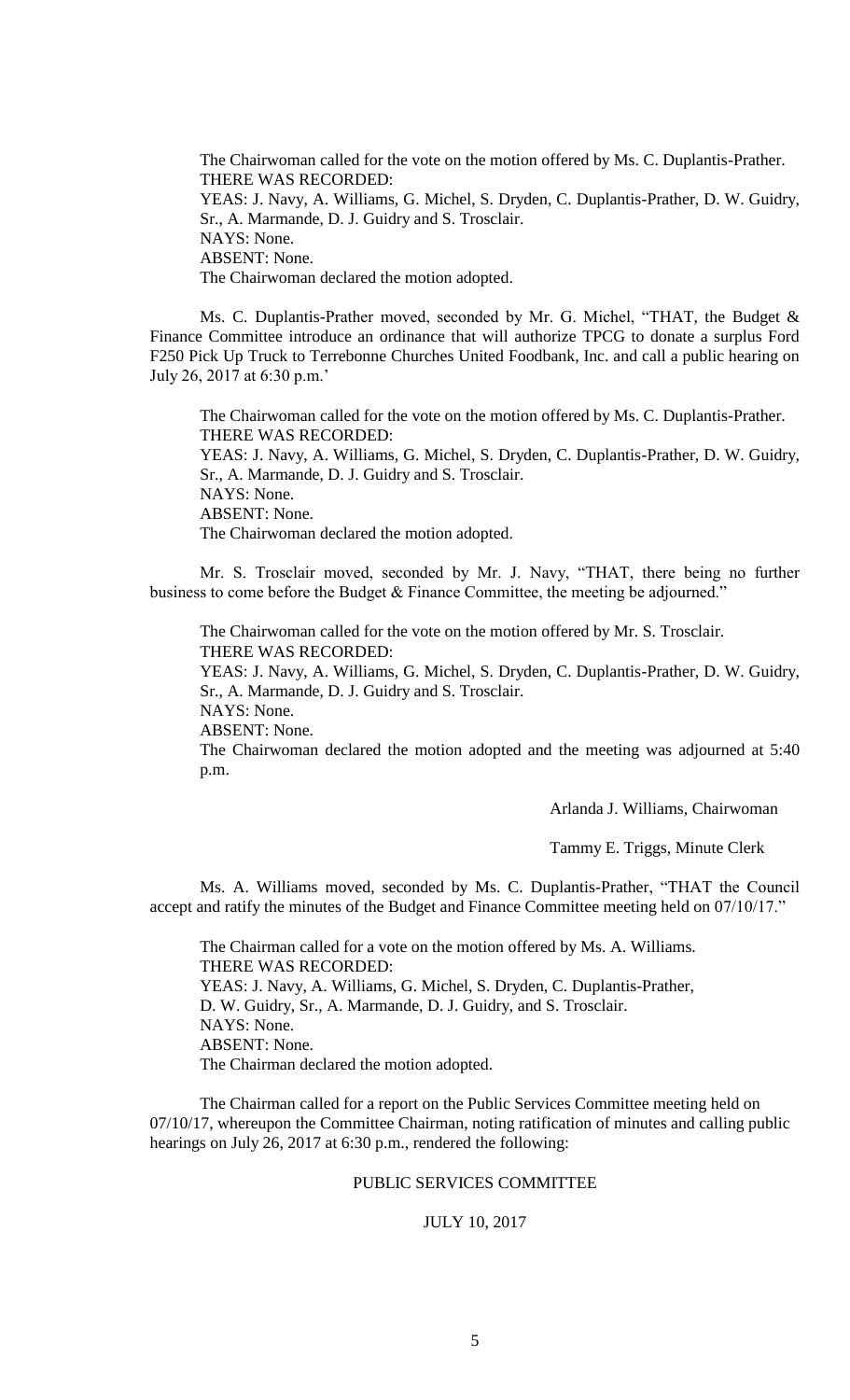The Chairwoman called for the vote on the motion offered by Ms. C. Duplantis-Prather.
THERE WAS RECORDED:
YEAS: J. Navy, A. Williams, G. Michel, S. Dryden, C. Duplantis-Prather, D. W. Guidry, Sr., A. Marmande, D. J. Guidry and S. Trosclair.
NAYS: None.
ABSENT: None.
The Chairwoman declared the motion adopted.

Ms. C. Duplantis-Prather moved, seconded by Mr. G. Michel, "THAT, the Budget & Finance Committee introduce an ordinance that will authorize TPCG to donate a surplus Ford F250 Pick Up Truck to Terrebonne Churches United Foodbank, Inc. and call a public hearing on July 26, 2017 at 6:30 p.m.'

The Chairwoman called for the vote on the motion offered by Ms. C. Duplantis-Prather.
THERE WAS RECORDED:
YEAS: J. Navy, A. Williams, G. Michel, S. Dryden, C. Duplantis-Prather, D. W. Guidry, Sr., A. Marmande, D. J. Guidry and S. Trosclair.
NAYS: None.
ABSENT: None.
The Chairwoman declared the motion adopted.

Mr. S. Trosclair moved, seconded by Mr. J. Navy, "THAT, there being no further business to come before the Budget & Finance Committee, the meeting be adjourned."

The Chairwoman called for the vote on the motion offered by Mr. S. Trosclair.
THERE WAS RECORDED:
YEAS: J. Navy, A. Williams, G. Michel, S. Dryden, C. Duplantis-Prather, D. W. Guidry, Sr., A. Marmande, D. J. Guidry and S. Trosclair.
NAYS: None.
ABSENT: None.
The Chairwoman declared the motion adopted and the meeting was adjourned at 5:40 p.m.

Arlanda J. Williams, Chairwoman

Tammy E. Triggs, Minute Clerk

Ms. A. Williams moved, seconded by Ms. C. Duplantis-Prather, "THAT the Council accept and ratify the minutes of the Budget and Finance Committee meeting held on 07/10/17."

The Chairman called for a vote on the motion offered by Ms. A. Williams.
THERE WAS RECORDED:
YEAS: J. Navy, A. Williams, G. Michel, S. Dryden, C. Duplantis-Prather, D. W. Guidry, Sr., A. Marmande, D. J. Guidry, and S. Trosclair.
NAYS: None.
ABSENT: None.
The Chairman declared the motion adopted.

The Chairman called for a report on the Public Services Committee meeting held on 07/10/17, whereupon the Committee Chairman, noting ratification of minutes and calling public hearings on July 26, 2017 at 6:30 p.m., rendered the following:

PUBLIC SERVICES COMMITTEE

JULY 10, 2017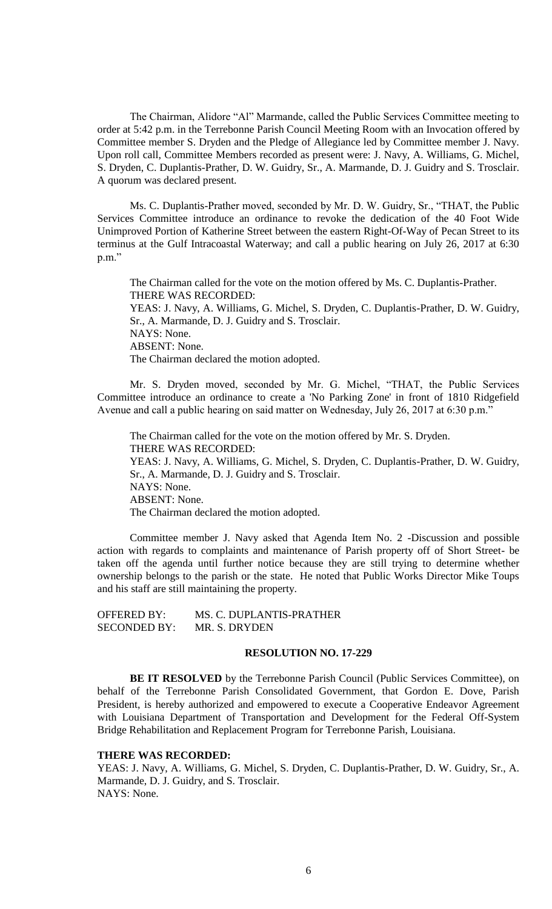The Chairman, Alidore "Al" Marmande, called the Public Services Committee meeting to order at 5:42 p.m. in the Terrebonne Parish Council Meeting Room with an Invocation offered by Committee member S. Dryden and the Pledge of Allegiance led by Committee member J. Navy. Upon roll call, Committee Members recorded as present were: J. Navy, A. Williams, G. Michel, S. Dryden, C. Duplantis-Prather, D. W. Guidry, Sr., A. Marmande, D. J. Guidry and S. Trosclair. A quorum was declared present.

Ms. C. Duplantis-Prather moved, seconded by Mr. D. W. Guidry, Sr., "THAT, the Public Services Committee introduce an ordinance to revoke the dedication of the 40 Foot Wide Unimproved Portion of Katherine Street between the eastern Right-Of-Way of Pecan Street to its terminus at the Gulf Intracoastal Waterway; and call a public hearing on July 26, 2017 at 6:30 p.m."

The Chairman called for the vote on the motion offered by Ms. C. Duplantis-Prather.
THERE WAS RECORDED:
YEAS: J. Navy, A. Williams, G. Michel, S. Dryden, C. Duplantis-Prather, D. W. Guidry, Sr., A. Marmande, D. J. Guidry and S. Trosclair.
NAYS: None.
ABSENT: None.
The Chairman declared the motion adopted.

Mr. S. Dryden moved, seconded by Mr. G. Michel, "THAT, the Public Services Committee introduce an ordinance to create a 'No Parking Zone' in front of 1810 Ridgefield Avenue and call a public hearing on said matter on Wednesday, July 26, 2017 at 6:30 p.m."

The Chairman called for the vote on the motion offered by Mr. S. Dryden.
THERE WAS RECORDED:
YEAS: J. Navy, A. Williams, G. Michel, S. Dryden, C. Duplantis-Prather, D. W. Guidry, Sr., A. Marmande, D. J. Guidry and S. Trosclair.
NAYS: None.
ABSENT: None.
The Chairman declared the motion adopted.

Committee member J. Navy asked that Agenda Item No. 2 -Discussion and possible action with regards to complaints and maintenance of Parish property off of Short Street- be taken off the agenda until further notice because they are still trying to determine whether ownership belongs to the parish or the state. He noted that Public Works Director Mike Toups and his staff are still maintaining the property.

OFFERED BY: MS. C. DUPLANTIS-PRATHER
SECONDED BY: MR. S. DRYDEN

**RESOLUTION NO. 17-229**

**BE IT RESOLVED** by the Terrebonne Parish Council (Public Services Committee), on behalf of the Terrebonne Parish Consolidated Government, that Gordon E. Dove, Parish President, is hereby authorized and empowered to execute a Cooperative Endeavor Agreement with Louisiana Department of Transportation and Development for the Federal Off-System Bridge Rehabilitation and Replacement Program for Terrebonne Parish, Louisiana.

**THERE WAS RECORDED:**
YEAS: J. Navy, A. Williams, G. Michel, S. Dryden, C. Duplantis-Prather, D. W. Guidry, Sr., A. Marmande, D. J. Guidry, and S. Trosclair.
NAYS: None.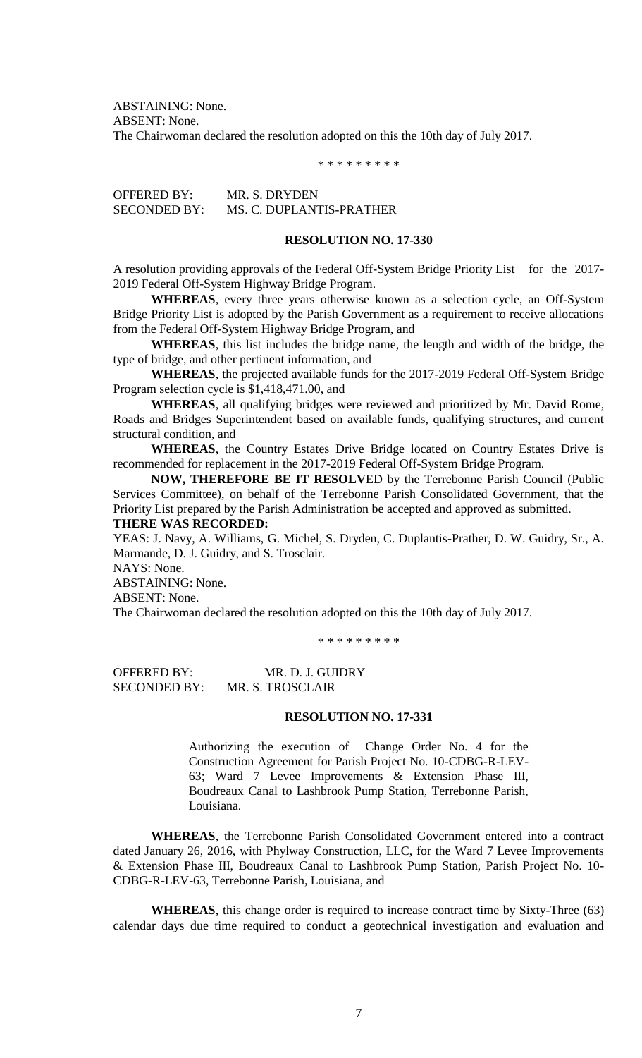ABSTAINING: None.
ABSENT: None.
The Chairwoman declared the resolution adopted on this the 10th day of July 2017.

\* \* \* \* \* \* \* \* \*

OFFERED BY: MR. S. DRYDEN
SECONDED BY: MS. C. DUPLANTIS-PRATHER

**RESOLUTION NO. 17-330**

A resolution providing approvals of the Federal Off-System Bridge Priority List for the 2017-2019 Federal Off-System Highway Bridge Program.

**WHEREAS**, every three years otherwise known as a selection cycle, an Off-System Bridge Priority List is adopted by the Parish Government as a requirement to receive allocations from the Federal Off-System Highway Bridge Program, and

**WHEREAS**, this list includes the bridge name, the length and width of the bridge, the type of bridge, and other pertinent information, and

**WHEREAS**, the projected available funds for the 2017-2019 Federal Off-System Bridge Program selection cycle is $1,418,471.00, and

**WHEREAS**, all qualifying bridges were reviewed and prioritized by Mr. David Rome, Roads and Bridges Superintendent based on available funds, qualifying structures, and current structural condition, and

**WHEREAS**, the Country Estates Drive Bridge located on Country Estates Drive is recommended for replacement in the 2017-2019 Federal Off-System Bridge Program.

**NOW, THEREFORE BE IT RESOLV**ED by the Terrebonne Parish Council (Public Services Committee), on behalf of the Terrebonne Parish Consolidated Government, that the Priority List prepared by the Parish Administration be accepted and approved as submitted.

**THERE WAS RECORDED:**

YEAS: J. Navy, A. Williams, G. Michel, S. Dryden, C. Duplantis-Prather, D. W. Guidry, Sr., A. Marmande, D. J. Guidry, and S. Trosclair.
NAYS: None.
ABSTAINING: None.
ABSENT: None.
The Chairwoman declared the resolution adopted on this the 10th day of July 2017.

\* \* \* \* \* \* \* \* \*

OFFERED BY: MR. D. J. GUIDRY
SECONDED BY: MR. S. TROSCLAIR

**RESOLUTION NO. 17-331**

Authorizing the execution of Change Order No. 4 for the Construction Agreement for Parish Project No. 10-CDBG-R-LEV-63; Ward 7 Levee Improvements & Extension Phase III, Boudreaux Canal to Lashbrook Pump Station, Terrebonne Parish, Louisiana.

**WHEREAS**, the Terrebonne Parish Consolidated Government entered into a contract dated January 26, 2016, with Phylway Construction, LLC, for the Ward 7 Levee Improvements & Extension Phase III, Boudreaux Canal to Lashbrook Pump Station, Parish Project No. 10-CDBG-R-LEV-63, Terrebonne Parish, Louisiana, and

**WHEREAS**, this change order is required to increase contract time by Sixty-Three (63) calendar days due time required to conduct a geotechnical investigation and evaluation and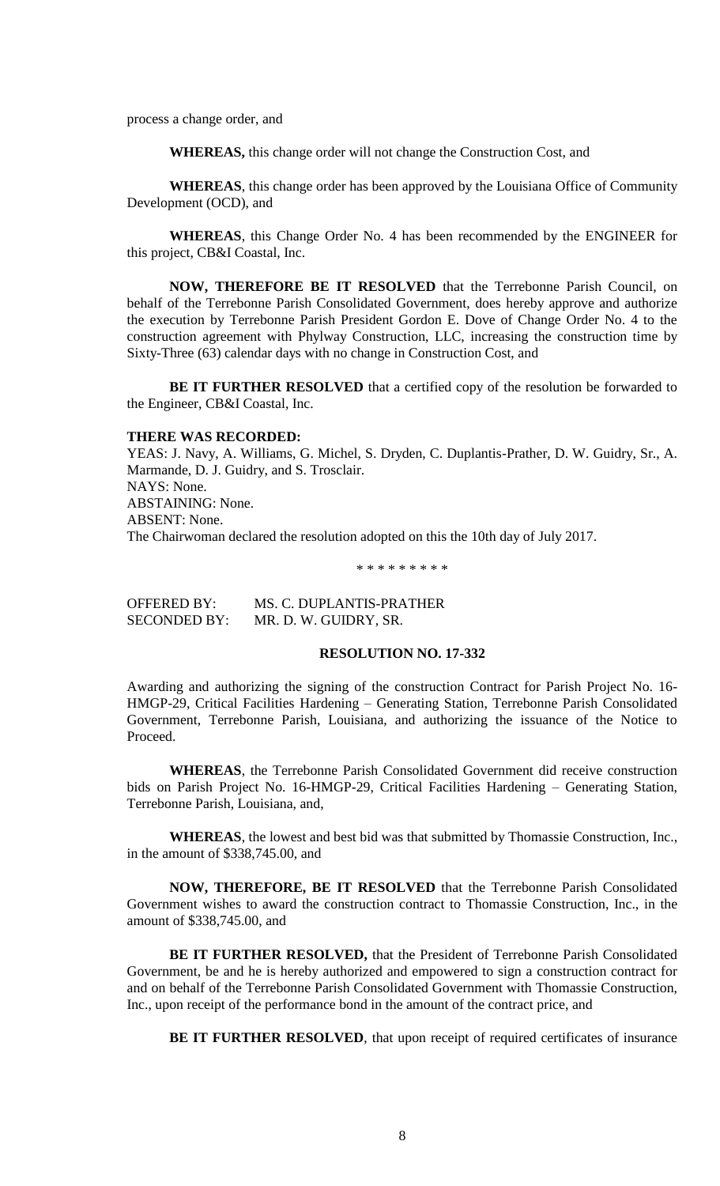process a change order, and

**WHEREAS,** this change order will not change the Construction Cost, and

**WHEREAS**, this change order has been approved by the Louisiana Office of Community Development (OCD), and

**WHEREAS**, this Change Order No. 4 has been recommended by the ENGINEER for this project, CB&I Coastal, Inc.

**NOW, THEREFORE BE IT RESOLVED** that the Terrebonne Parish Council, on behalf of the Terrebonne Parish Consolidated Government, does hereby approve and authorize the execution by Terrebonne Parish President Gordon E. Dove of Change Order No. 4 to the construction agreement with Phylway Construction, LLC, increasing the construction time by Sixty-Three (63) calendar days with no change in Construction Cost, and

**BE IT FURTHER RESOLVED** that a certified copy of the resolution be forwarded to the Engineer, CB&I Coastal, Inc.

**THERE WAS RECORDED:**

YEAS: J. Navy, A. Williams, G. Michel, S. Dryden, C. Duplantis-Prather, D. W. Guidry, Sr., A. Marmande, D. J. Guidry, and S. Trosclair.

NAYS: None.

ABSTAINING: None.

ABSENT: None.

The Chairwoman declared the resolution adopted on this the 10th day of July 2017.

\* \* \* \* \* \* \* \* \*

OFFERED BY: MS. C. DUPLANTIS-PRATHER

SECONDED BY: MR. D. W. GUIDRY, SR.

**RESOLUTION NO. 17-332**

Awarding and authorizing the signing of the construction Contract for Parish Project No. 16-HMGP-29, Critical Facilities Hardening – Generating Station, Terrebonne Parish Consolidated Government, Terrebonne Parish, Louisiana, and authorizing the issuance of the Notice to Proceed.

**WHEREAS**, the Terrebonne Parish Consolidated Government did receive construction bids on Parish Project No. 16-HMGP-29, Critical Facilities Hardening – Generating Station, Terrebonne Parish, Louisiana, and,

**WHEREAS**, the lowest and best bid was that submitted by Thomassie Construction, Inc., in the amount of $338,745.00, and

**NOW, THEREFORE, BE IT RESOLVED** that the Terrebonne Parish Consolidated Government wishes to award the construction contract to Thomassie Construction, Inc., in the amount of $338,745.00, and

**BE IT FURTHER RESOLVED,** that the President of Terrebonne Parish Consolidated Government, be and he is hereby authorized and empowered to sign a construction contract for and on behalf of the Terrebonne Parish Consolidated Government with Thomassie Construction, Inc., upon receipt of the performance bond in the amount of the contract price, and

**BE IT FURTHER RESOLVED**, that upon receipt of required certificates of insurance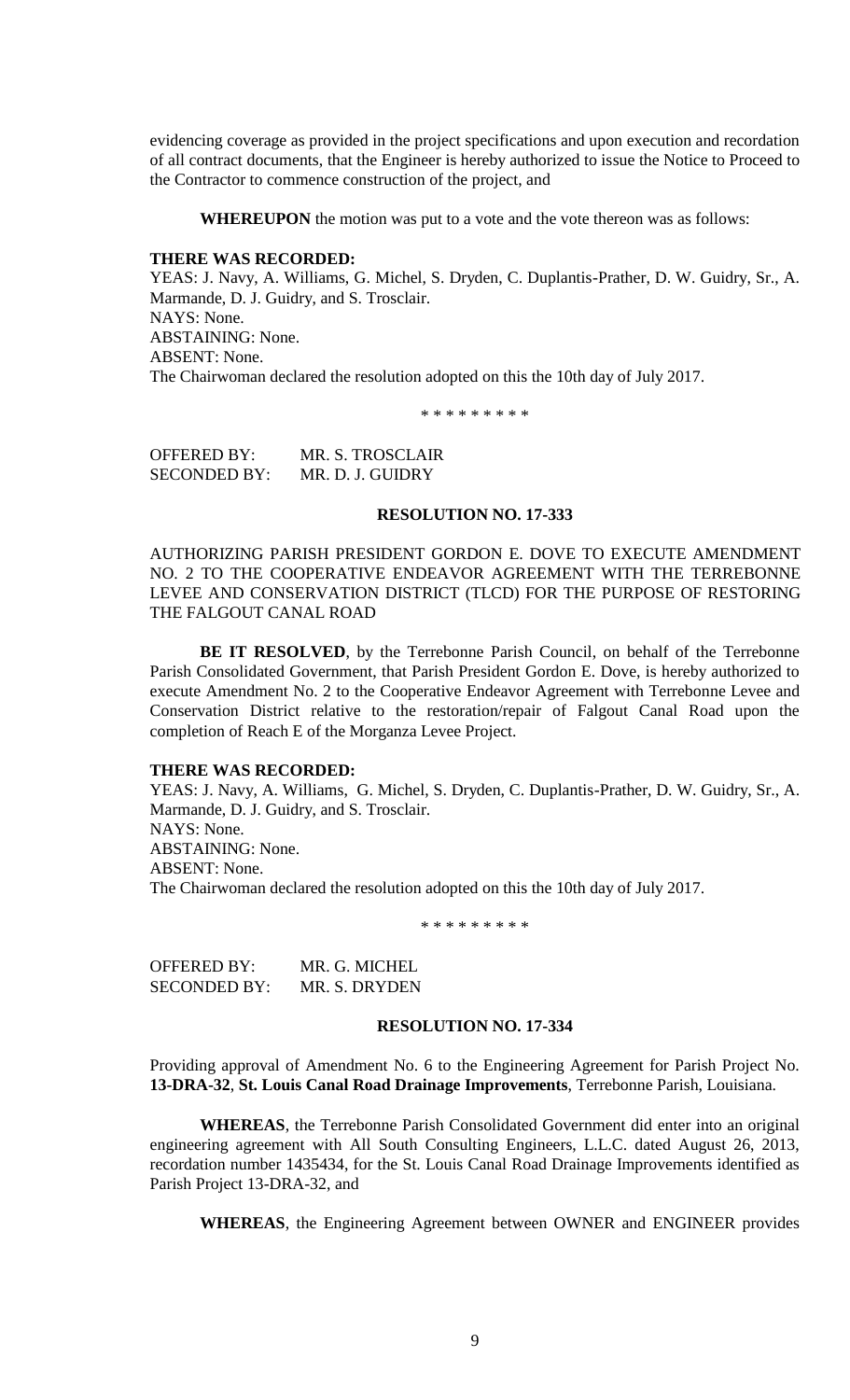evidencing coverage as provided in the project specifications and upon execution and recordation of all contract documents, that the Engineer is hereby authorized to issue the Notice to Proceed to the Contractor to commence construction of the project, and

**WHEREUPON** the motion was put to a vote and the vote thereon was as follows:

**THERE WAS RECORDED:**
YEAS: J. Navy, A. Williams, G. Michel, S. Dryden, C. Duplantis-Prather, D. W. Guidry, Sr., A. Marmande, D. J. Guidry, and S. Trosclair.
NAYS: None.
ABSTAINING: None.
ABSENT: None.
The Chairwoman declared the resolution adopted on this the 10th day of July 2017.

\* \* \* \* \* \* \* \* \*

OFFERED BY: MR. S. TROSCLAIR
SECONDED BY: MR. D. J. GUIDRY

**RESOLUTION NO. 17-333**

AUTHORIZING PARISH PRESIDENT GORDON E. DOVE TO EXECUTE AMENDMENT NO. 2 TO THE COOPERATIVE ENDEAVOR AGREEMENT WITH THE TERREBONNE LEVEE AND CONSERVATION DISTRICT (TLCD) FOR THE PURPOSE OF RESTORING THE FALGOUT CANAL ROAD

**BE IT RESOLVED**, by the Terrebonne Parish Council, on behalf of the Terrebonne Parish Consolidated Government, that Parish President Gordon E. Dove, is hereby authorized to execute Amendment No. 2 to the Cooperative Endeavor Agreement with Terrebonne Levee and Conservation District relative to the restoration/repair of Falgout Canal Road upon the completion of Reach E of the Morganza Levee Project.

**THERE WAS RECORDED:**
YEAS: J. Navy, A. Williams, G. Michel, S. Dryden, C. Duplantis-Prather, D. W. Guidry, Sr., A. Marmande, D. J. Guidry, and S. Trosclair.
NAYS: None.
ABSTAINING: None.
ABSENT: None.
The Chairwoman declared the resolution adopted on this the 10th day of July 2017.

\* \* \* \* \* \* \* \* \*

OFFERED BY: MR. G. MICHEL
SECONDED BY: MR. S. DRYDEN

**RESOLUTION NO. 17-334**

Providing approval of Amendment No. 6 to the Engineering Agreement for Parish Project No. **13-DRA-32**, **St. Louis Canal Road Drainage Improvements**, Terrebonne Parish, Louisiana.

**WHEREAS**, the Terrebonne Parish Consolidated Government did enter into an original engineering agreement with All South Consulting Engineers, L.L.C. dated August 26, 2013, recordation number 1435434, for the St. Louis Canal Road Drainage Improvements identified as Parish Project 13-DRA-32, and

**WHEREAS**, the Engineering Agreement between OWNER and ENGINEER provides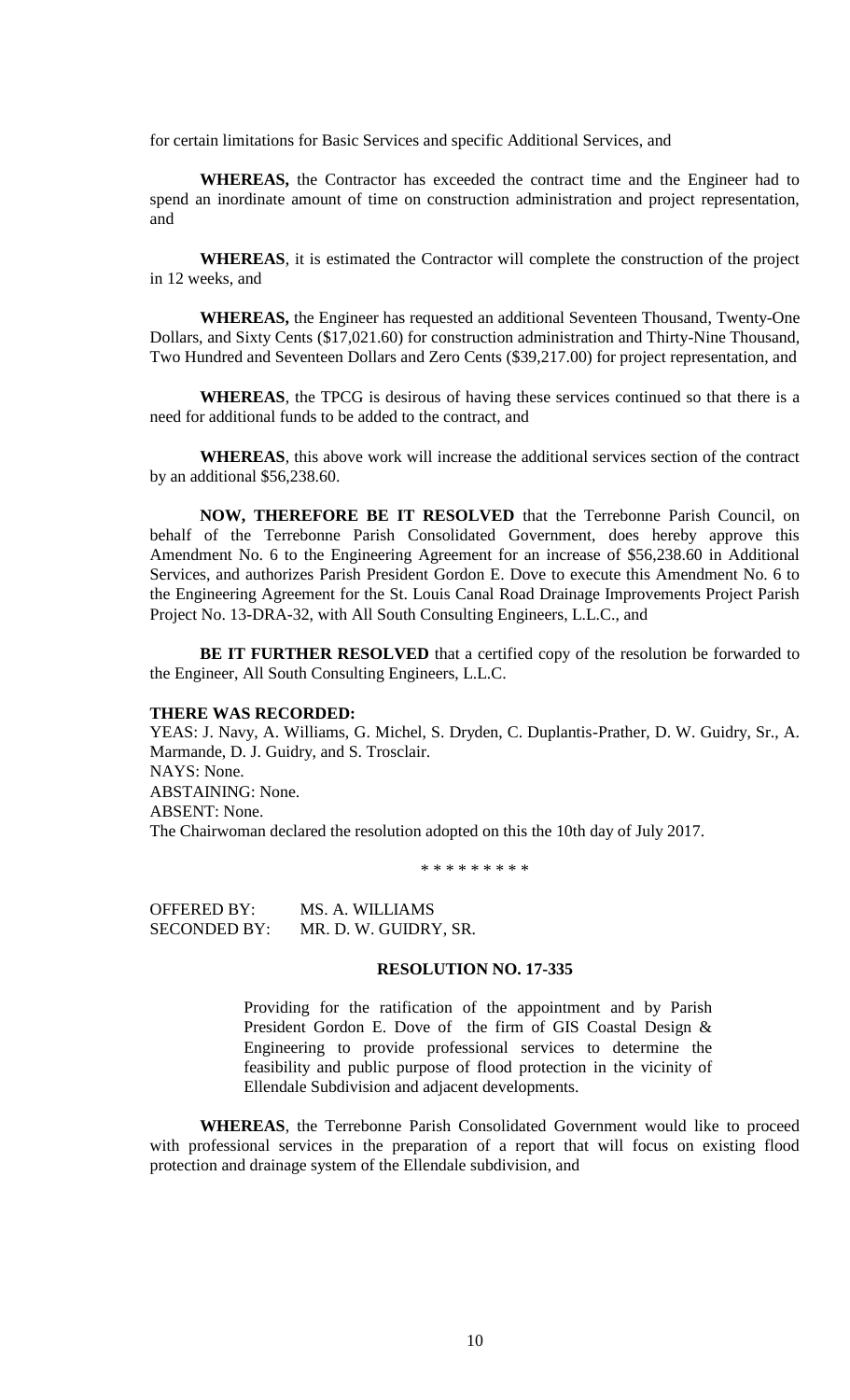for certain limitations for Basic Services and specific Additional Services, and

**WHEREAS,** the Contractor has exceeded the contract time and the Engineer had to spend an inordinate amount of time on construction administration and project representation, and

**WHEREAS**, it is estimated the Contractor will complete the construction of the project in 12 weeks, and

**WHEREAS,** the Engineer has requested an additional Seventeen Thousand, Twenty-One Dollars, and Sixty Cents ($17,021.60) for construction administration and Thirty-Nine Thousand, Two Hundred and Seventeen Dollars and Zero Cents ($39,217.00) for project representation, and

**WHEREAS**, the TPCG is desirous of having these services continued so that there is a need for additional funds to be added to the contract, and

**WHEREAS**, this above work will increase the additional services section of the contract by an additional $56,238.60.

**NOW, THEREFORE BE IT RESOLVED** that the Terrebonne Parish Council, on behalf of the Terrebonne Parish Consolidated Government, does hereby approve this Amendment No. 6 to the Engineering Agreement for an increase of $56,238.60 in Additional Services, and authorizes Parish President Gordon E. Dove to execute this Amendment No. 6 to the Engineering Agreement for the St. Louis Canal Road Drainage Improvements Project Parish Project No. 13-DRA-32, with All South Consulting Engineers, L.L.C., and

**BE IT FURTHER RESOLVED** that a certified copy of the resolution be forwarded to the Engineer, All South Consulting Engineers, L.L.C.

**THERE WAS RECORDED:**

YEAS: J. Navy, A. Williams, G. Michel, S. Dryden, C. Duplantis-Prather, D. W. Guidry, Sr., A. Marmande, D. J. Guidry, and S. Trosclair.
NAYS: None.
ABSTAINING: None.
ABSENT: None.
The Chairwoman declared the resolution adopted on this the 10th day of July 2017.

\* \* \* \* \* \* \* \* \*

OFFERED BY: MS. A. WILLIAMS
SECONDED BY: MR. D. W. GUIDRY, SR.

**RESOLUTION NO. 17-335**

Providing for the ratification of the appointment and by Parish President Gordon E. Dove of the firm of GIS Coastal Design & Engineering to provide professional services to determine the feasibility and public purpose of flood protection in the vicinity of Ellendale Subdivision and adjacent developments.

**WHEREAS**, the Terrebonne Parish Consolidated Government would like to proceed with professional services in the preparation of a report that will focus on existing flood protection and drainage system of the Ellendale subdivision, and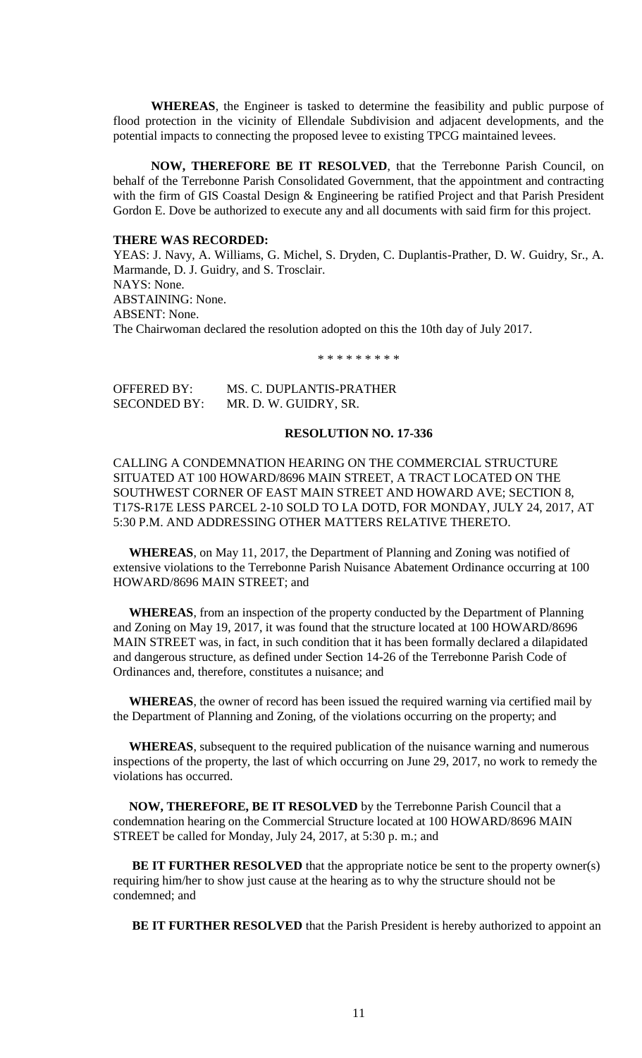**WHEREAS**, the Engineer is tasked to determine the feasibility and public purpose of flood protection in the vicinity of Ellendale Subdivision and adjacent developments, and the potential impacts to connecting the proposed levee to existing TPCG maintained levees.

**NOW, THEREFORE BE IT RESOLVED**, that the Terrebonne Parish Council, on behalf of the Terrebonne Parish Consolidated Government, that the appointment and contracting with the firm of GIS Coastal Design & Engineering be ratified Project and that Parish President Gordon E. Dove be authorized to execute any and all documents with said firm for this project.

**THERE WAS RECORDED:**

YEAS: J. Navy, A. Williams, G. Michel, S. Dryden, C. Duplantis-Prather, D. W. Guidry, Sr., A. Marmande, D. J. Guidry, and S. Trosclair.
NAYS: None.
ABSTAINING: None.
ABSENT: None.
The Chairwoman declared the resolution adopted on this the 10th day of July 2017.

\* \* \* \* \* \* \* \* \*

OFFERED BY: MS. C. DUPLANTIS-PRATHER
SECONDED BY: MR. D. W. GUIDRY, SR.

**RESOLUTION NO. 17-336**

CALLING A CONDEMNATION HEARING ON THE COMMERCIAL STRUCTURE SITUATED AT 100 HOWARD/8696 MAIN STREET, A TRACT LOCATED ON THE SOUTHWEST CORNER OF EAST MAIN STREET AND HOWARD AVE; SECTION 8, T17S-R17E LESS PARCEL 2-10 SOLD TO LA DOTD, FOR MONDAY, JULY 24, 2017, AT 5:30 P.M. AND ADDRESSING OTHER MATTERS RELATIVE THERETO.

**WHEREAS**, on May 11, 2017, the Department of Planning and Zoning was notified of extensive violations to the Terrebonne Parish Nuisance Abatement Ordinance occurring at 100 HOWARD/8696 MAIN STREET; and

**WHEREAS**, from an inspection of the property conducted by the Department of Planning and Zoning on May 19, 2017, it was found that the structure located at 100 HOWARD/8696 MAIN STREET was, in fact, in such condition that it has been formally declared a dilapidated and dangerous structure, as defined under Section 14-26 of the Terrebonne Parish Code of Ordinances and, therefore, constitutes a nuisance; and

**WHEREAS**, the owner of record has been issued the required warning via certified mail by the Department of Planning and Zoning, of the violations occurring on the property; and

**WHEREAS**, subsequent to the required publication of the nuisance warning and numerous inspections of the property, the last of which occurring on June 29, 2017, no work to remedy the violations has occurred.

**NOW, THEREFORE, BE IT RESOLVED** by the Terrebonne Parish Council that a condemnation hearing on the Commercial Structure located at 100 HOWARD/8696 MAIN STREET be called for Monday, July 24, 2017, at 5:30 p. m.; and

**BE IT FURTHER RESOLVED** that the appropriate notice be sent to the property owner(s) requiring him/her to show just cause at the hearing as to why the structure should not be condemned; and

**BE IT FURTHER RESOLVED** that the Parish President is hereby authorized to appoint an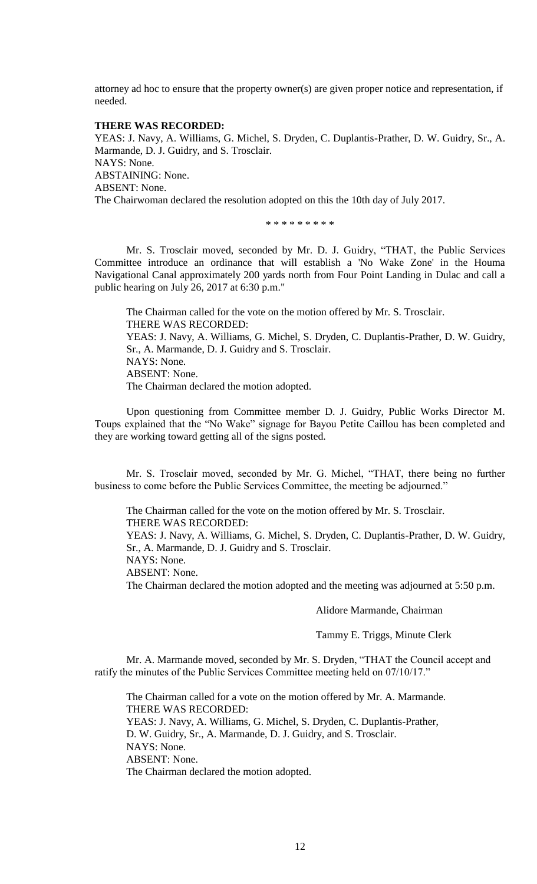attorney ad hoc to ensure that the property owner(s) are given proper notice and representation, if needed.

**THERE WAS RECORDED:**

YEAS: J. Navy, A. Williams, G. Michel, S. Dryden, C. Duplantis-Prather, D. W. Guidry, Sr., A. Marmande, D. J. Guidry, and S. Trosclair.

NAYS: None.

ABSTAINING: None.

ABSENT: None.

The Chairwoman declared the resolution adopted on this the 10th day of July 2017.

\* \* \* \* \* \* \* \* \*

Mr. S. Trosclair moved, seconded by Mr. D. J. Guidry, "THAT, the Public Services Committee introduce an ordinance that will establish a 'No Wake Zone' in the Houma Navigational Canal approximately 200 yards north from Four Point Landing in Dulac and call a public hearing on July 26, 2017 at 6:30 p.m."

The Chairman called for the vote on the motion offered by Mr. S. Trosclair.

THERE WAS RECORDED:

YEAS: J. Navy, A. Williams, G. Michel, S. Dryden, C. Duplantis-Prather, D. W. Guidry, Sr., A. Marmande, D. J. Guidry and S. Trosclair.

NAYS: None.

ABSENT: None.

The Chairman declared the motion adopted.

Upon questioning from Committee member D. J. Guidry, Public Works Director M. Toups explained that the "No Wake" signage for Bayou Petite Caillou has been completed and they are working toward getting all of the signs posted.

Mr. S. Trosclair moved, seconded by Mr. G. Michel, "THAT, there being no further business to come before the Public Services Committee, the meeting be adjourned."

The Chairman called for the vote on the motion offered by Mr. S. Trosclair.

THERE WAS RECORDED:

YEAS: J. Navy, A. Williams, G. Michel, S. Dryden, C. Duplantis-Prather, D. W. Guidry, Sr., A. Marmande, D. J. Guidry and S. Trosclair.

NAYS: None.

ABSENT: None.

The Chairman declared the motion adopted and the meeting was adjourned at 5:50 p.m.

Alidore Marmande, Chairman

Tammy E. Triggs, Minute Clerk

Mr. A. Marmande moved, seconded by Mr. S. Dryden, "THAT the Council accept and ratify the minutes of the Public Services Committee meeting held on 07/10/17."

The Chairman called for a vote on the motion offered by Mr. A. Marmande.

THERE WAS RECORDED:

YEAS: J. Navy, A. Williams, G. Michel, S. Dryden, C. Duplantis-Prather, D. W. Guidry, Sr., A. Marmande, D. J. Guidry, and S. Trosclair.

NAYS: None.

ABSENT: None.

The Chairman declared the motion adopted.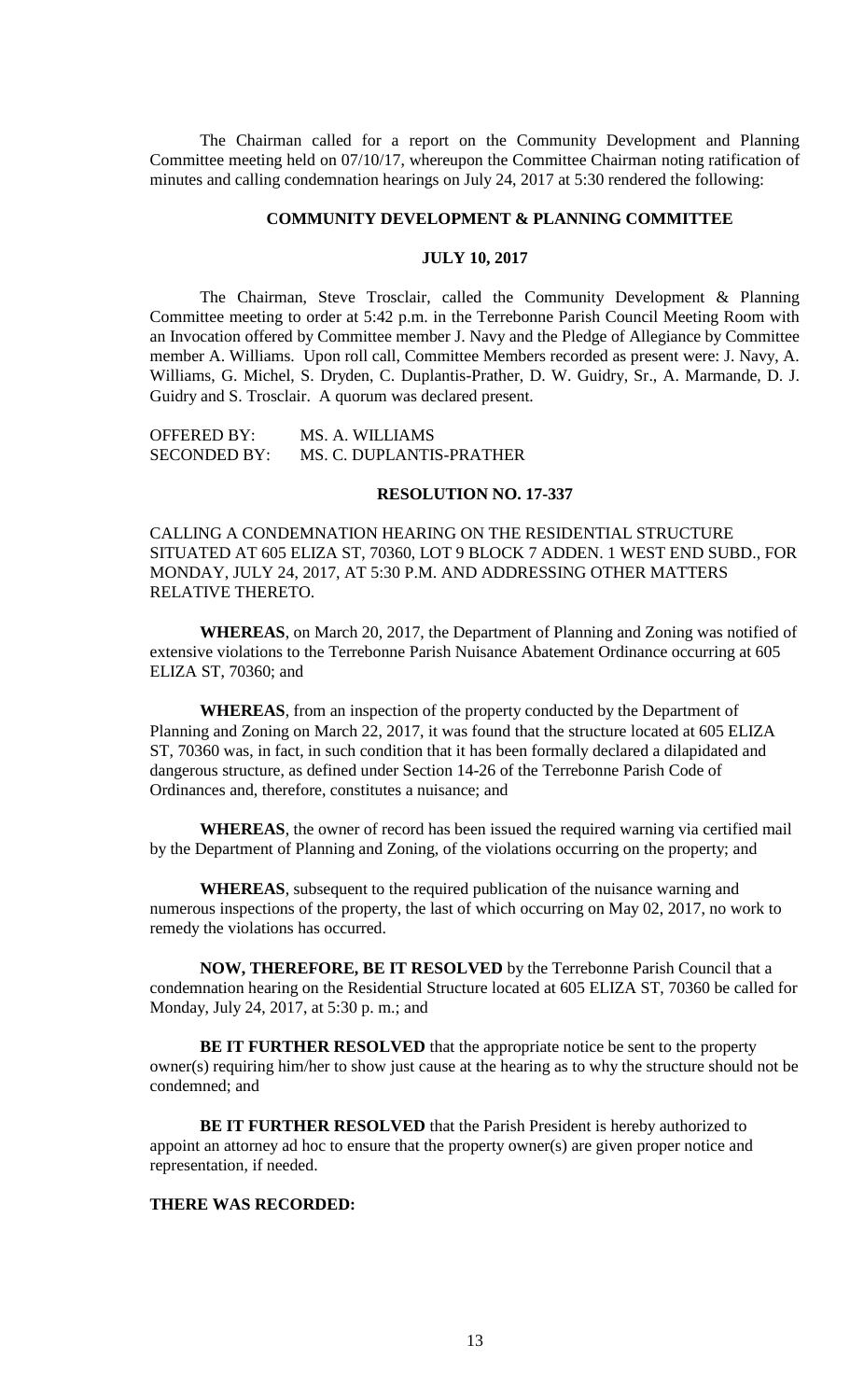The Chairman called for a report on the Community Development and Planning Committee meeting held on 07/10/17, whereupon the Committee Chairman noting ratification of minutes and calling condemnation hearings on July 24, 2017 at 5:30 rendered the following:

**COMMUNITY DEVELOPMENT & PLANNING COMMITTEE**

**JULY 10, 2017**

The Chairman, Steve Trosclair, called the Community Development & Planning Committee meeting to order at 5:42 p.m. in the Terrebonne Parish Council Meeting Room with an Invocation offered by Committee member J. Navy and the Pledge of Allegiance by Committee member A. Williams. Upon roll call, Committee Members recorded as present were: J. Navy, A. Williams, G. Michel, S. Dryden, C. Duplantis-Prather, D. W. Guidry, Sr., A. Marmande, D. J. Guidry and S. Trosclair. A quorum was declared present.

OFFERED BY: MS. A. WILLIAMS
SECONDED BY: MS. C. DUPLANTIS-PRATHER

**RESOLUTION NO. 17-337**

CALLING A CONDEMNATION HEARING ON THE RESIDENTIAL STRUCTURE SITUATED AT 605 ELIZA ST, 70360, LOT 9 BLOCK 7 ADDEN. 1 WEST END SUBD., FOR MONDAY, JULY 24, 2017, AT 5:30 P.M. AND ADDRESSING OTHER MATTERS RELATIVE THERETO.

**WHEREAS**, on March 20, 2017, the Department of Planning and Zoning was notified of extensive violations to the Terrebonne Parish Nuisance Abatement Ordinance occurring at 605 ELIZA ST, 70360; and

**WHEREAS**, from an inspection of the property conducted by the Department of Planning and Zoning on March 22, 2017, it was found that the structure located at 605 ELIZA ST, 70360 was, in fact, in such condition that it has been formally declared a dilapidated and dangerous structure, as defined under Section 14-26 of the Terrebonne Parish Code of Ordinances and, therefore, constitutes a nuisance; and

**WHEREAS**, the owner of record has been issued the required warning via certified mail by the Department of Planning and Zoning, of the violations occurring on the property; and

**WHEREAS**, subsequent to the required publication of the nuisance warning and numerous inspections of the property, the last of which occurring on May 02, 2017, no work to remedy the violations has occurred.

**NOW, THEREFORE, BE IT RESOLVED** by the Terrebonne Parish Council that a condemnation hearing on the Residential Structure located at 605 ELIZA ST, 70360 be called for Monday, July 24, 2017, at 5:30 p. m.; and

**BE IT FURTHER RESOLVED** that the appropriate notice be sent to the property owner(s) requiring him/her to show just cause at the hearing as to why the structure should not be condemned; and

**BE IT FURTHER RESOLVED** that the Parish President is hereby authorized to appoint an attorney ad hoc to ensure that the property owner(s) are given proper notice and representation, if needed.

**THERE WAS RECORDED:**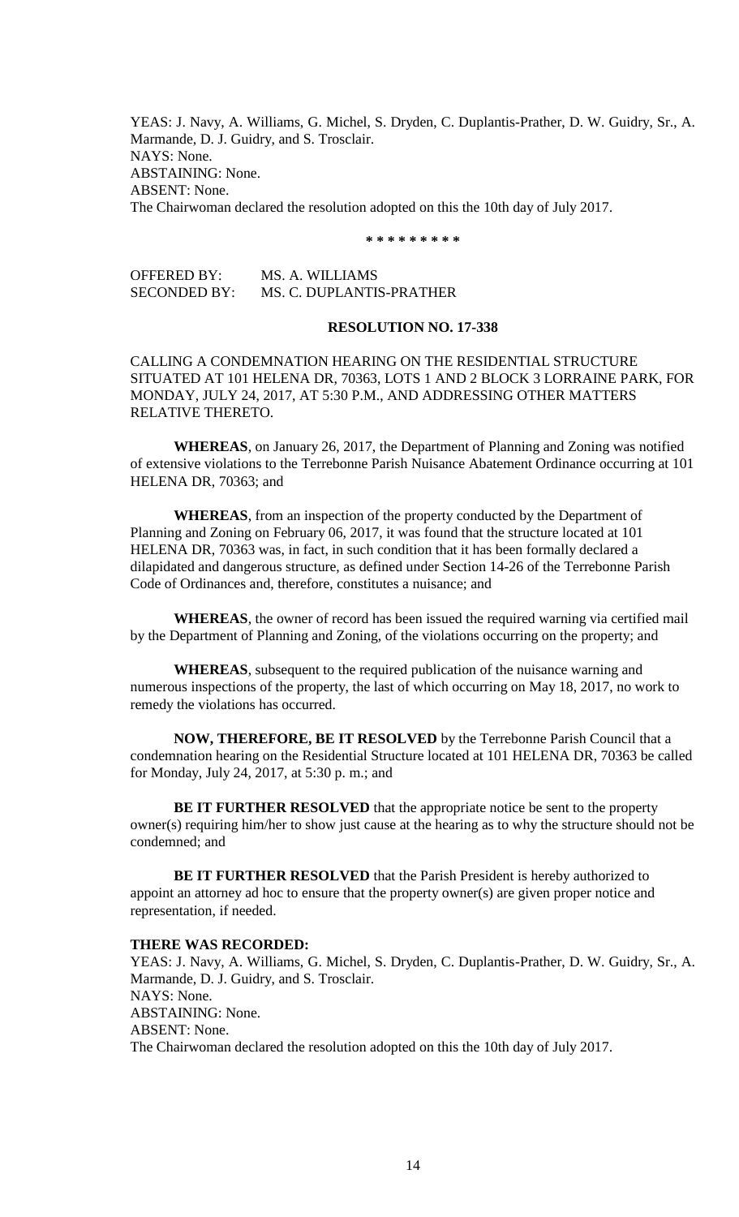YEAS: J. Navy, A. Williams, G. Michel, S. Dryden, C. Duplantis-Prather, D. W. Guidry, Sr., A. Marmande, D. J. Guidry, and S. Trosclair.
NAYS: None.
ABSTAINING: None.
ABSENT: None.
The Chairwoman declared the resolution adopted on this the 10th day of July 2017.

\* \* \* \* \* \* \* \* \*

OFFERED BY: MS. A. WILLIAMS
SECONDED BY: MS. C. DUPLANTIS-PRATHER

**RESOLUTION NO. 17-338**

CALLING A CONDEMNATION HEARING ON THE RESIDENTIAL STRUCTURE SITUATED AT 101 HELENA DR, 70363, LOTS 1 AND 2 BLOCK 3 LORRAINE PARK, FOR MONDAY, JULY 24, 2017, AT 5:30 P.M., AND ADDRESSING OTHER MATTERS RELATIVE THERETO.

**WHEREAS**, on January 26, 2017, the Department of Planning and Zoning was notified of extensive violations to the Terrebonne Parish Nuisance Abatement Ordinance occurring at 101 HELENA DR, 70363; and

**WHEREAS**, from an inspection of the property conducted by the Department of Planning and Zoning on February 06, 2017, it was found that the structure located at 101 HELENA DR, 70363 was, in fact, in such condition that it has been formally declared a dilapidated and dangerous structure, as defined under Section 14-26 of the Terrebonne Parish Code of Ordinances and, therefore, constitutes a nuisance; and

**WHEREAS**, the owner of record has been issued the required warning via certified mail by the Department of Planning and Zoning, of the violations occurring on the property; and

**WHEREAS**, subsequent to the required publication of the nuisance warning and numerous inspections of the property, the last of which occurring on May 18, 2017, no work to remedy the violations has occurred.

**NOW, THEREFORE, BE IT RESOLVED** by the Terrebonne Parish Council that a condemnation hearing on the Residential Structure located at 101 HELENA DR, 70363 be called for Monday, July 24, 2017, at 5:30 p. m.; and

**BE IT FURTHER RESOLVED** that the appropriate notice be sent to the property owner(s) requiring him/her to show just cause at the hearing as to why the structure should not be condemned; and

**BE IT FURTHER RESOLVED** that the Parish President is hereby authorized to appoint an attorney ad hoc to ensure that the property owner(s) are given proper notice and representation, if needed.

**THERE WAS RECORDED:**
YEAS: J. Navy, A. Williams, G. Michel, S. Dryden, C. Duplantis-Prather, D. W. Guidry, Sr., A. Marmande, D. J. Guidry, and S. Trosclair.
NAYS: None.
ABSTAINING: None.
ABSENT: None.
The Chairwoman declared the resolution adopted on this the 10th day of July 2017.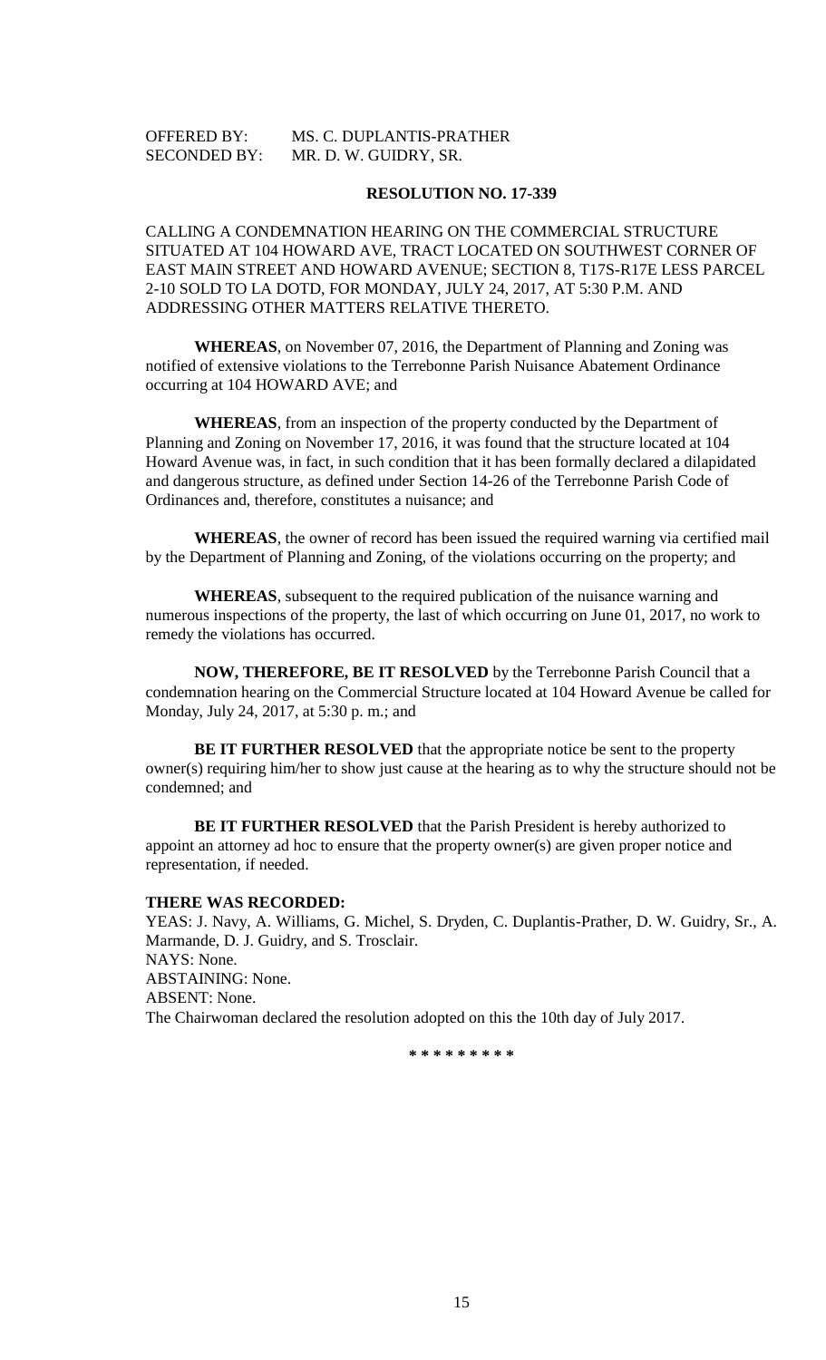OFFERED BY: MS. C. DUPLANTIS-PRATHER
SECONDED BY: MR. D. W. GUIDRY, SR.

**RESOLUTION NO. 17-339**

CALLING A CONDEMNATION HEARING ON THE COMMERCIAL STRUCTURE SITUATED AT 104 HOWARD AVE, TRACT LOCATED ON SOUTHWEST CORNER OF EAST MAIN STREET AND HOWARD AVENUE; SECTION 8, T17S-R17E LESS PARCEL 2-10 SOLD TO LA DOTD, FOR MONDAY, JULY 24, 2017, AT 5:30 P.M. AND ADDRESSING OTHER MATTERS RELATIVE THERETO.

**WHEREAS**, on November 07, 2016, the Department of Planning and Zoning was notified of extensive violations to the Terrebonne Parish Nuisance Abatement Ordinance occurring at 104 HOWARD AVE; and

**WHEREAS**, from an inspection of the property conducted by the Department of Planning and Zoning on November 17, 2016, it was found that the structure located at 104 Howard Avenue was, in fact, in such condition that it has been formally declared a dilapidated and dangerous structure, as defined under Section 14-26 of the Terrebonne Parish Code of Ordinances and, therefore, constitutes a nuisance; and

**WHEREAS**, the owner of record has been issued the required warning via certified mail by the Department of Planning and Zoning, of the violations occurring on the property; and

**WHEREAS**, subsequent to the required publication of the nuisance warning and numerous inspections of the property, the last of which occurring on June 01, 2017, no work to remedy the violations has occurred.

**NOW, THEREFORE, BE IT RESOLVED** by the Terrebonne Parish Council that a condemnation hearing on the Commercial Structure located at 104 Howard Avenue be called for Monday, July 24, 2017, at 5:30 p. m.; and

**BE IT FURTHER RESOLVED** that the appropriate notice be sent to the property owner(s) requiring him/her to show just cause at the hearing as to why the structure should not be condemned; and

**BE IT FURTHER RESOLVED** that the Parish President is hereby authorized to appoint an attorney ad hoc to ensure that the property owner(s) are given proper notice and representation, if needed.

**THERE WAS RECORDED:**

YEAS: J. Navy, A. Williams, G. Michel, S. Dryden, C. Duplantis-Prather, D. W. Guidry, Sr., A. Marmande, D. J. Guidry, and S. Trosclair.
NAYS: None.
ABSTAINING: None.
ABSENT: None.
The Chairwoman declared the resolution adopted on this the 10th day of July 2017.

\* \* \* \* \* \* \* \* \*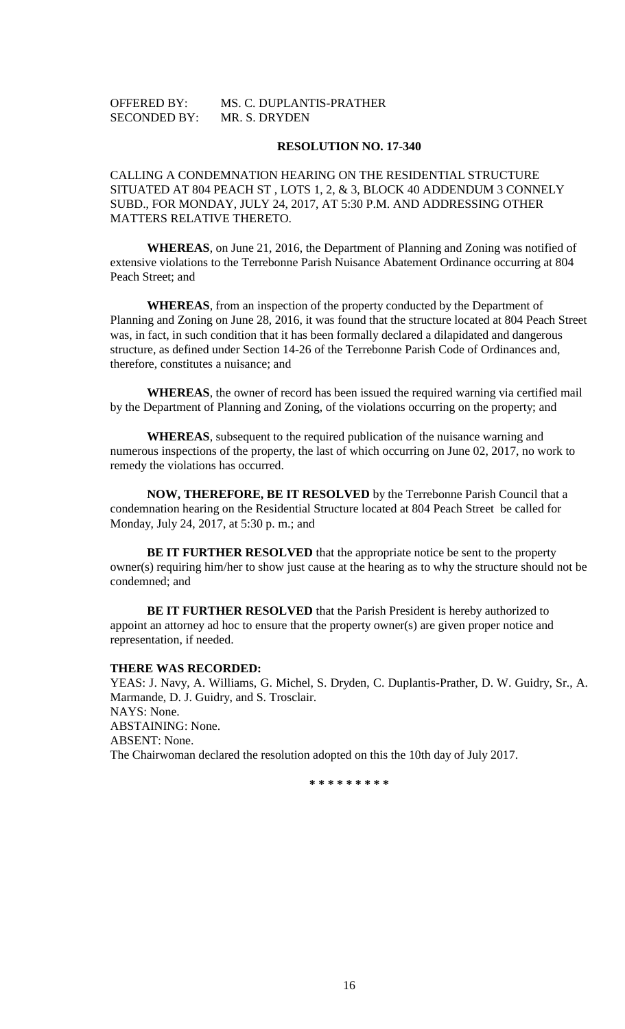OFFERED BY: MS. C. DUPLANTIS-PRATHER
SECONDED BY: MR. S. DRYDEN

**RESOLUTION NO. 17-340**

CALLING A CONDEMNATION HEARING ON THE RESIDENTIAL STRUCTURE SITUATED AT 804 PEACH ST , LOTS 1, 2, & 3, BLOCK 40 ADDENDUM 3 CONNELY SUBD., FOR MONDAY, JULY 24, 2017, AT 5:30 P.M. AND ADDRESSING OTHER MATTERS RELATIVE THERETO.

**WHEREAS**, on June 21, 2016, the Department of Planning and Zoning was notified of extensive violations to the Terrebonne Parish Nuisance Abatement Ordinance occurring at 804 Peach Street; and

**WHEREAS**, from an inspection of the property conducted by the Department of Planning and Zoning on June 28, 2016, it was found that the structure located at 804 Peach Street was, in fact, in such condition that it has been formally declared a dilapidated and dangerous structure, as defined under Section 14-26 of the Terrebonne Parish Code of Ordinances and, therefore, constitutes a nuisance; and

**WHEREAS**, the owner of record has been issued the required warning via certified mail by the Department of Planning and Zoning, of the violations occurring on the property; and

**WHEREAS**, subsequent to the required publication of the nuisance warning and numerous inspections of the property, the last of which occurring on June 02, 2017, no work to remedy the violations has occurred.

**NOW, THEREFORE, BE IT RESOLVED** by the Terrebonne Parish Council that a condemnation hearing on the Residential Structure located at 804 Peach Street be called for Monday, July 24, 2017, at 5:30 p. m.; and

**BE IT FURTHER RESOLVED** that the appropriate notice be sent to the property owner(s) requiring him/her to show just cause at the hearing as to why the structure should not be condemned; and

**BE IT FURTHER RESOLVED** that the Parish President is hereby authorized to appoint an attorney ad hoc to ensure that the property owner(s) are given proper notice and representation, if needed.

**THERE WAS RECORDED:**

YEAS: J. Navy, A. Williams, G. Michel, S. Dryden, C. Duplantis-Prather, D. W. Guidry, Sr., A. Marmande, D. J. Guidry, and S. Trosclair.
NAYS: None.
ABSTAINING: None.
ABSENT: None.
The Chairwoman declared the resolution adopted on this the 10th day of July 2017.

\* \* \* \* \* \* \* \* \*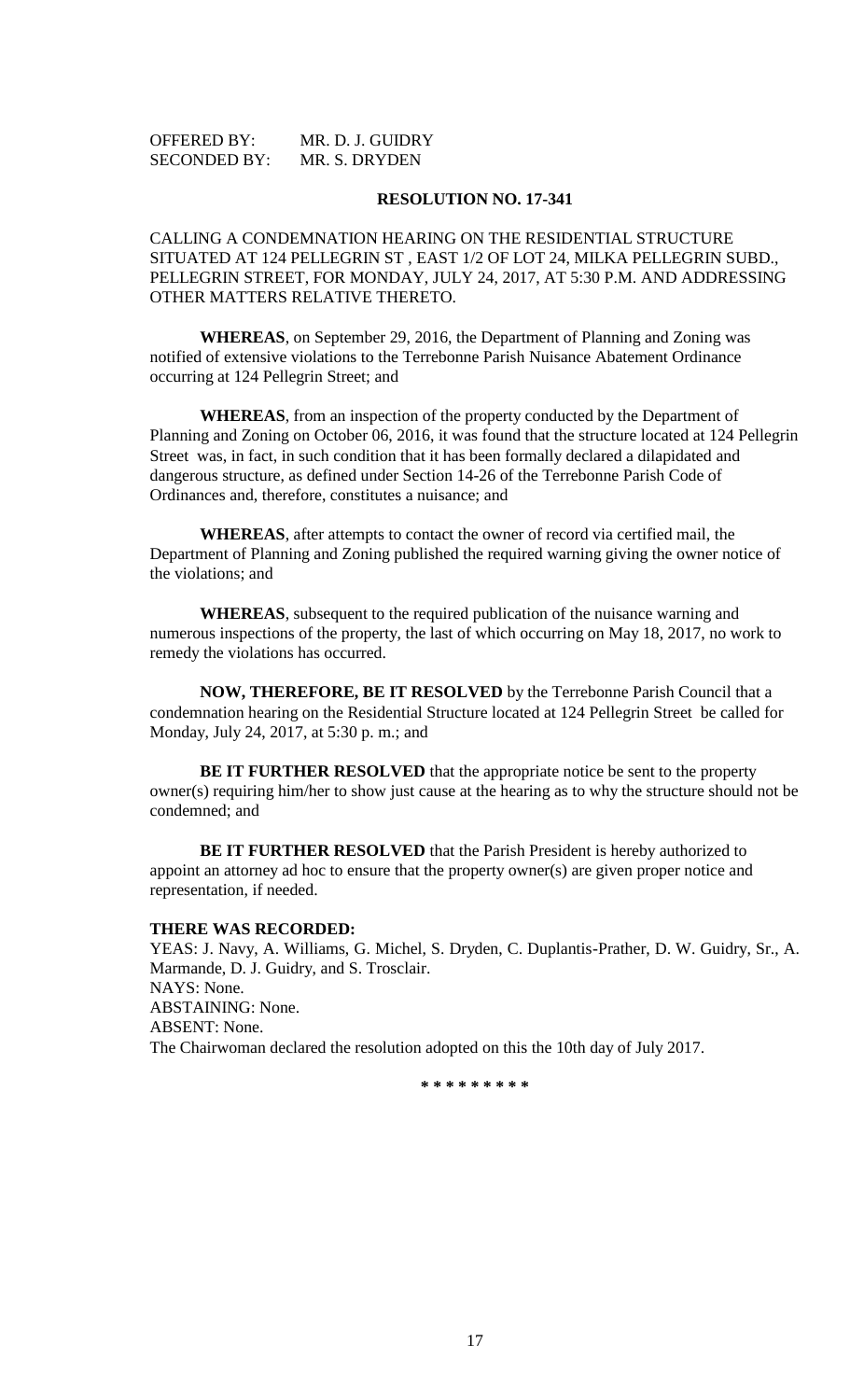OFFERED BY: MR. D. J. GUIDRY
SECONDED BY: MR. S. DRYDEN

**RESOLUTION NO. 17-341**

CALLING A CONDEMNATION HEARING ON THE RESIDENTIAL STRUCTURE SITUATED AT 124 PELLEGRIN ST , EAST 1/2 OF LOT 24, MILKA PELLEGRIN SUBD., PELLEGRIN STREET, FOR MONDAY, JULY 24, 2017, AT 5:30 P.M. AND ADDRESSING OTHER MATTERS RELATIVE THERETO.

**WHEREAS**, on September 29, 2016, the Department of Planning and Zoning was notified of extensive violations to the Terrebonne Parish Nuisance Abatement Ordinance occurring at 124 Pellegrin Street; and

**WHEREAS**, from an inspection of the property conducted by the Department of Planning and Zoning on October 06, 2016, it was found that the structure located at 124 Pellegrin Street was, in fact, in such condition that it has been formally declared a dilapidated and dangerous structure, as defined under Section 14-26 of the Terrebonne Parish Code of Ordinances and, therefore, constitutes a nuisance; and

**WHEREAS**, after attempts to contact the owner of record via certified mail, the Department of Planning and Zoning published the required warning giving the owner notice of the violations; and

**WHEREAS**, subsequent to the required publication of the nuisance warning and numerous inspections of the property, the last of which occurring on May 18, 2017, no work to remedy the violations has occurred.

**NOW, THEREFORE, BE IT RESOLVED** by the Terrebonne Parish Council that a condemnation hearing on the Residential Structure located at 124 Pellegrin Street be called for Monday, July 24, 2017, at 5:30 p. m.; and

**BE IT FURTHER RESOLVED** that the appropriate notice be sent to the property owner(s) requiring him/her to show just cause at the hearing as to why the structure should not be condemned; and

**BE IT FURTHER RESOLVED** that the Parish President is hereby authorized to appoint an attorney ad hoc to ensure that the property owner(s) are given proper notice and representation, if needed.

**THERE WAS RECORDED:**

YEAS: J. Navy, A. Williams, G. Michel, S. Dryden, C. Duplantis-Prather, D. W. Guidry, Sr., A. Marmande, D. J. Guidry, and S. Trosclair.
NAYS: None.
ABSTAINING: None.
ABSENT: None.
The Chairwoman declared the resolution adopted on this the 10th day of July 2017.

\* \* \* \* \* \* \* \* \*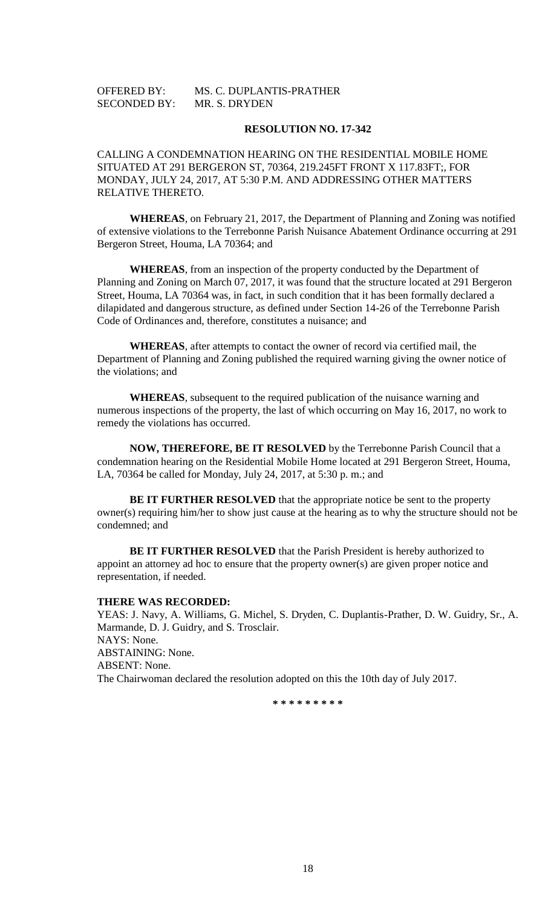OFFERED BY: MS. C. DUPLANTIS-PRATHER
SECONDED BY: MR. S. DRYDEN

**RESOLUTION NO. 17-342**

CALLING A CONDEMNATION HEARING ON THE RESIDENTIAL MOBILE HOME SITUATED AT 291 BERGERON ST, 70364, 219.245FT FRONT X 117.83FT;, FOR MONDAY, JULY 24, 2017, AT 5:30 P.M. AND ADDRESSING OTHER MATTERS RELATIVE THERETO.

**WHEREAS**, on February 21, 2017, the Department of Planning and Zoning was notified of extensive violations to the Terrebonne Parish Nuisance Abatement Ordinance occurring at 291 Bergeron Street, Houma, LA 70364; and

**WHEREAS**, from an inspection of the property conducted by the Department of Planning and Zoning on March 07, 2017, it was found that the structure located at 291 Bergeron Street, Houma, LA 70364 was, in fact, in such condition that it has been formally declared a dilapidated and dangerous structure, as defined under Section 14-26 of the Terrebonne Parish Code of Ordinances and, therefore, constitutes a nuisance; and

**WHEREAS**, after attempts to contact the owner of record via certified mail, the Department of Planning and Zoning published the required warning giving the owner notice of the violations; and

**WHEREAS**, subsequent to the required publication of the nuisance warning and numerous inspections of the property, the last of which occurring on May 16, 2017, no work to remedy the violations has occurred.

**NOW, THEREFORE, BE IT RESOLVED** by the Terrebonne Parish Council that a condemnation hearing on the Residential Mobile Home located at 291 Bergeron Street, Houma, LA, 70364 be called for Monday, July 24, 2017, at 5:30 p. m.; and

**BE IT FURTHER RESOLVED** that the appropriate notice be sent to the property owner(s) requiring him/her to show just cause at the hearing as to why the structure should not be condemned; and

**BE IT FURTHER RESOLVED** that the Parish President is hereby authorized to appoint an attorney ad hoc to ensure that the property owner(s) are given proper notice and representation, if needed.

**THERE WAS RECORDED:**

YEAS: J. Navy, A. Williams, G. Michel, S. Dryden, C. Duplantis-Prather, D. W. Guidry, Sr., A. Marmande, D. J. Guidry, and S. Trosclair.
NAYS: None.
ABSTAINING: None.
ABSENT: None.
The Chairwoman declared the resolution adopted on this the 10th day of July 2017.

\* \* \* \* \* \* \* \* \*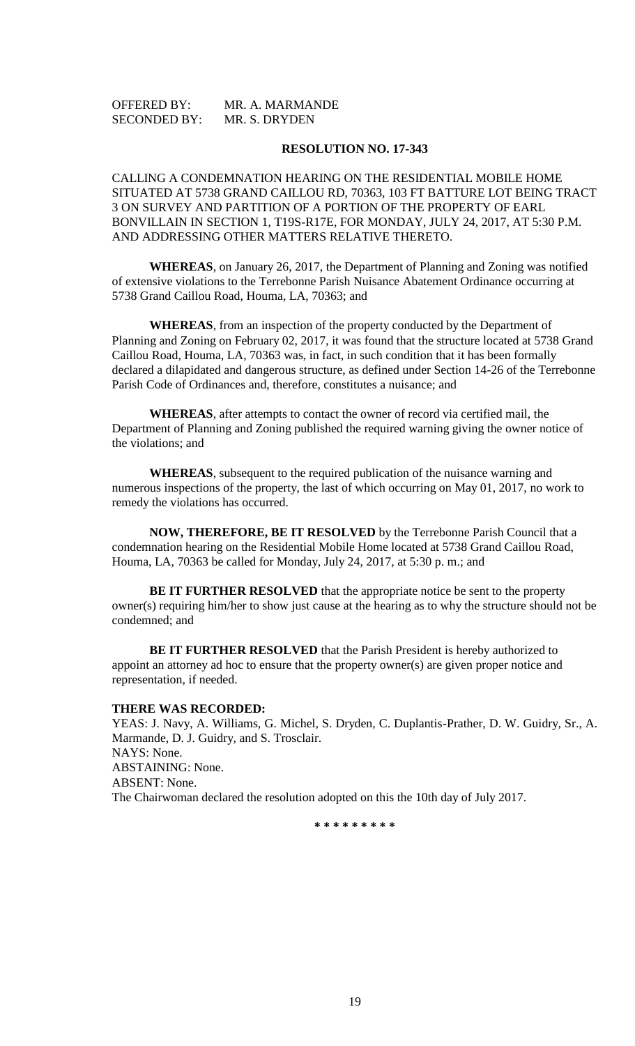OFFERED BY: MR. A. MARMANDE
SECONDED BY: MR. S. DRYDEN

**RESOLUTION NO. 17-343**

CALLING A CONDEMNATION HEARING ON THE RESIDENTIAL MOBILE HOME SITUATED AT 5738 GRAND CAILLOU RD, 70363, 103 FT BATTURE LOT BEING TRACT 3 ON SURVEY AND PARTITION OF A PORTION OF THE PROPERTY OF EARL BONVILLAIN IN SECTION 1, T19S-R17E, FOR MONDAY, JULY 24, 2017, AT 5:30 P.M. AND ADDRESSING OTHER MATTERS RELATIVE THERETO.

**WHEREAS**, on January 26, 2017, the Department of Planning and Zoning was notified of extensive violations to the Terrebonne Parish Nuisance Abatement Ordinance occurring at 5738 Grand Caillou Road, Houma, LA, 70363; and

**WHEREAS**, from an inspection of the property conducted by the Department of Planning and Zoning on February 02, 2017, it was found that the structure located at 5738 Grand Caillou Road, Houma, LA, 70363 was, in fact, in such condition that it has been formally declared a dilapidated and dangerous structure, as defined under Section 14-26 of the Terrebonne Parish Code of Ordinances and, therefore, constitutes a nuisance; and

**WHEREAS**, after attempts to contact the owner of record via certified mail, the Department of Planning and Zoning published the required warning giving the owner notice of the violations; and

**WHEREAS**, subsequent to the required publication of the nuisance warning and numerous inspections of the property, the last of which occurring on May 01, 2017, no work to remedy the violations has occurred.

**NOW, THEREFORE, BE IT RESOLVED** by the Terrebonne Parish Council that a condemnation hearing on the Residential Mobile Home located at 5738 Grand Caillou Road, Houma, LA, 70363 be called for Monday, July 24, 2017, at 5:30 p. m.; and

**BE IT FURTHER RESOLVED** that the appropriate notice be sent to the property owner(s) requiring him/her to show just cause at the hearing as to why the structure should not be condemned; and

**BE IT FURTHER RESOLVED** that the Parish President is hereby authorized to appoint an attorney ad hoc to ensure that the property owner(s) are given proper notice and representation, if needed.

**THERE WAS RECORDED:**

YEAS: J. Navy, A. Williams, G. Michel, S. Dryden, C. Duplantis-Prather, D. W. Guidry, Sr., A. Marmande, D. J. Guidry, and S. Trosclair.
NAYS: None.
ABSTAINING: None.
ABSENT: None.
The Chairwoman declared the resolution adopted on this the 10th day of July 2017.

\* \* \* \* \* \* \* \* \*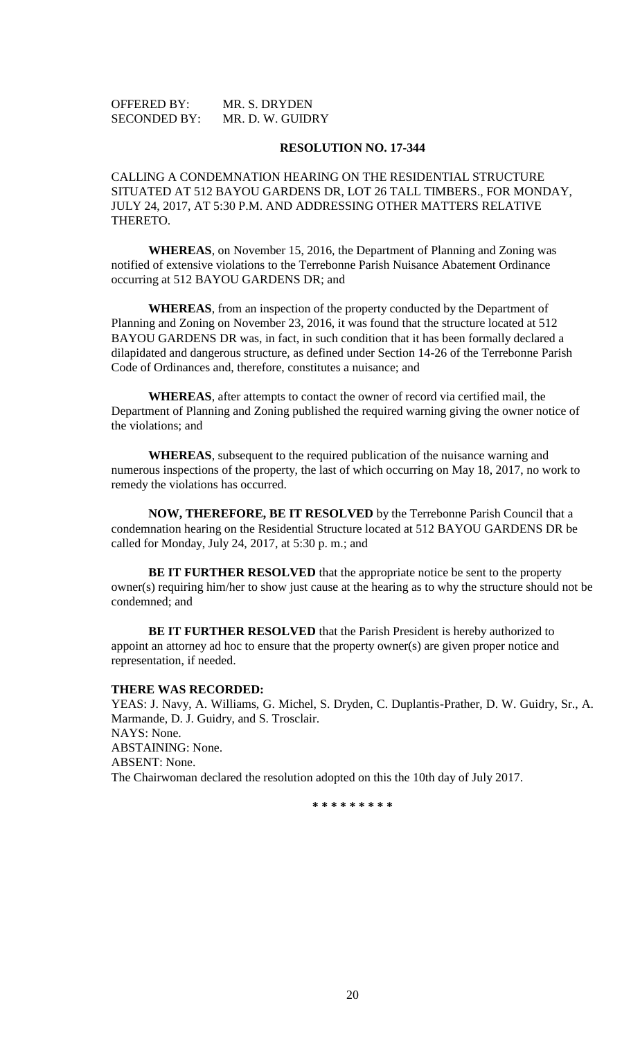OFFERED BY: MR. S. DRYDEN
SECONDED BY: MR. D. W. GUIDRY

**RESOLUTION NO. 17-344**

CALLING A CONDEMNATION HEARING ON THE RESIDENTIAL STRUCTURE SITUATED AT 512 BAYOU GARDENS DR, LOT 26 TALL TIMBERS., FOR MONDAY, JULY 24, 2017, AT 5:30 P.M. AND ADDRESSING OTHER MATTERS RELATIVE THERETO.

**WHEREAS**, on November 15, 2016, the Department of Planning and Zoning was notified of extensive violations to the Terrebonne Parish Nuisance Abatement Ordinance occurring at 512 BAYOU GARDENS DR; and

**WHEREAS**, from an inspection of the property conducted by the Department of Planning and Zoning on November 23, 2016, it was found that the structure located at 512 BAYOU GARDENS DR was, in fact, in such condition that it has been formally declared a dilapidated and dangerous structure, as defined under Section 14-26 of the Terrebonne Parish Code of Ordinances and, therefore, constitutes a nuisance; and

**WHEREAS**, after attempts to contact the owner of record via certified mail, the Department of Planning and Zoning published the required warning giving the owner notice of the violations; and

**WHEREAS**, subsequent to the required publication of the nuisance warning and numerous inspections of the property, the last of which occurring on May 18, 2017, no work to remedy the violations has occurred.

**NOW, THEREFORE, BE IT RESOLVED** by the Terrebonne Parish Council that a condemnation hearing on the Residential Structure located at 512 BAYOU GARDENS DR be called for Monday, July 24, 2017, at 5:30 p. m.; and

**BE IT FURTHER RESOLVED** that the appropriate notice be sent to the property owner(s) requiring him/her to show just cause at the hearing as to why the structure should not be condemned; and

**BE IT FURTHER RESOLVED** that the Parish President is hereby authorized to appoint an attorney ad hoc to ensure that the property owner(s) are given proper notice and representation, if needed.

**THERE WAS RECORDED:**

YEAS: J. Navy, A. Williams, G. Michel, S. Dryden, C. Duplantis-Prather, D. W. Guidry, Sr., A. Marmande, D. J. Guidry, and S. Trosclair.
NAYS: None.
ABSTAINING: None.
ABSENT: None.
The Chairwoman declared the resolution adopted on this the 10th day of July 2017.

\* \* \* \* \* \* \* \* \*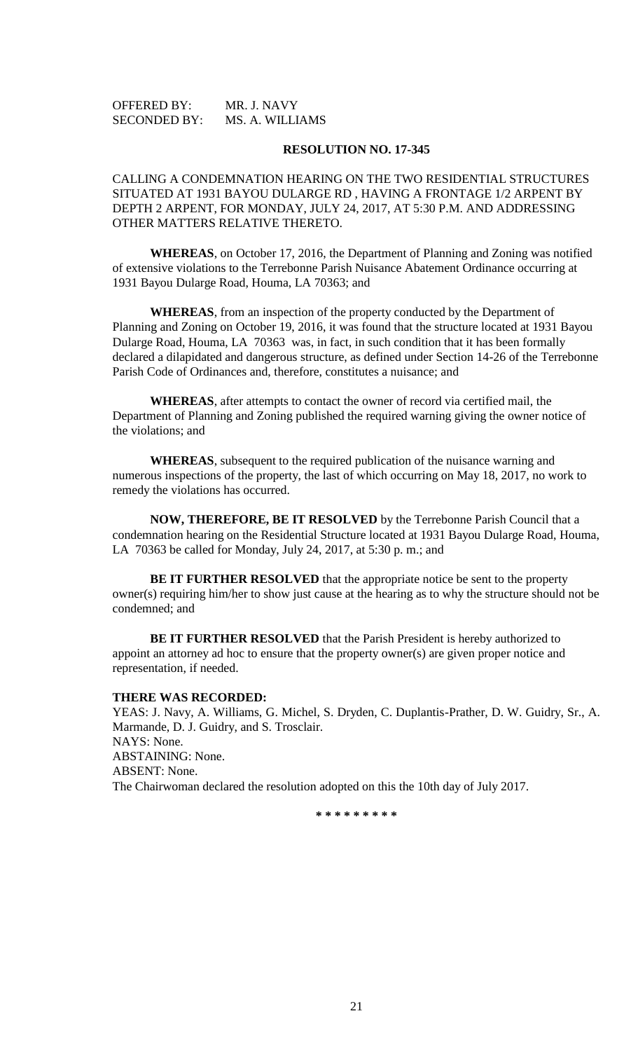OFFERED BY: MR. J. NAVY
SECONDED BY: MS. A. WILLIAMS

**RESOLUTION NO. 17-345**

CALLING A CONDEMNATION HEARING ON THE TWO RESIDENTIAL STRUCTURES SITUATED AT 1931 BAYOU DULARGE RD , HAVING A FRONTAGE 1/2 ARPENT BY DEPTH 2 ARPENT, FOR MONDAY, JULY 24, 2017, AT 5:30 P.M. AND ADDRESSING OTHER MATTERS RELATIVE THERETO.

**WHEREAS**, on October 17, 2016, the Department of Planning and Zoning was notified of extensive violations to the Terrebonne Parish Nuisance Abatement Ordinance occurring at 1931 Bayou Dularge Road, Houma, LA 70363; and

**WHEREAS**, from an inspection of the property conducted by the Department of Planning and Zoning on October 19, 2016, it was found that the structure located at 1931 Bayou Dularge Road, Houma, LA 70363 was, in fact, in such condition that it has been formally declared a dilapidated and dangerous structure, as defined under Section 14-26 of the Terrebonne Parish Code of Ordinances and, therefore, constitutes a nuisance; and

**WHEREAS**, after attempts to contact the owner of record via certified mail, the Department of Planning and Zoning published the required warning giving the owner notice of the violations; and

**WHEREAS**, subsequent to the required publication of the nuisance warning and numerous inspections of the property, the last of which occurring on May 18, 2017, no work to remedy the violations has occurred.

**NOW, THEREFORE, BE IT RESOLVED** by the Terrebonne Parish Council that a condemnation hearing on the Residential Structure located at 1931 Bayou Dularge Road, Houma, LA 70363 be called for Monday, July 24, 2017, at 5:30 p. m.; and

**BE IT FURTHER RESOLVED** that the appropriate notice be sent to the property owner(s) requiring him/her to show just cause at the hearing as to why the structure should not be condemned; and

**BE IT FURTHER RESOLVED** that the Parish President is hereby authorized to appoint an attorney ad hoc to ensure that the property owner(s) are given proper notice and representation, if needed.

**THERE WAS RECORDED:**

YEAS: J. Navy, A. Williams, G. Michel, S. Dryden, C. Duplantis-Prather, D. W. Guidry, Sr., A. Marmande, D. J. Guidry, and S. Trosclair.
NAYS: None.
ABSTAINING: None.
ABSENT: None.
The Chairwoman declared the resolution adopted on this the 10th day of July 2017.

\* \* \* \* \* \* \* \* \*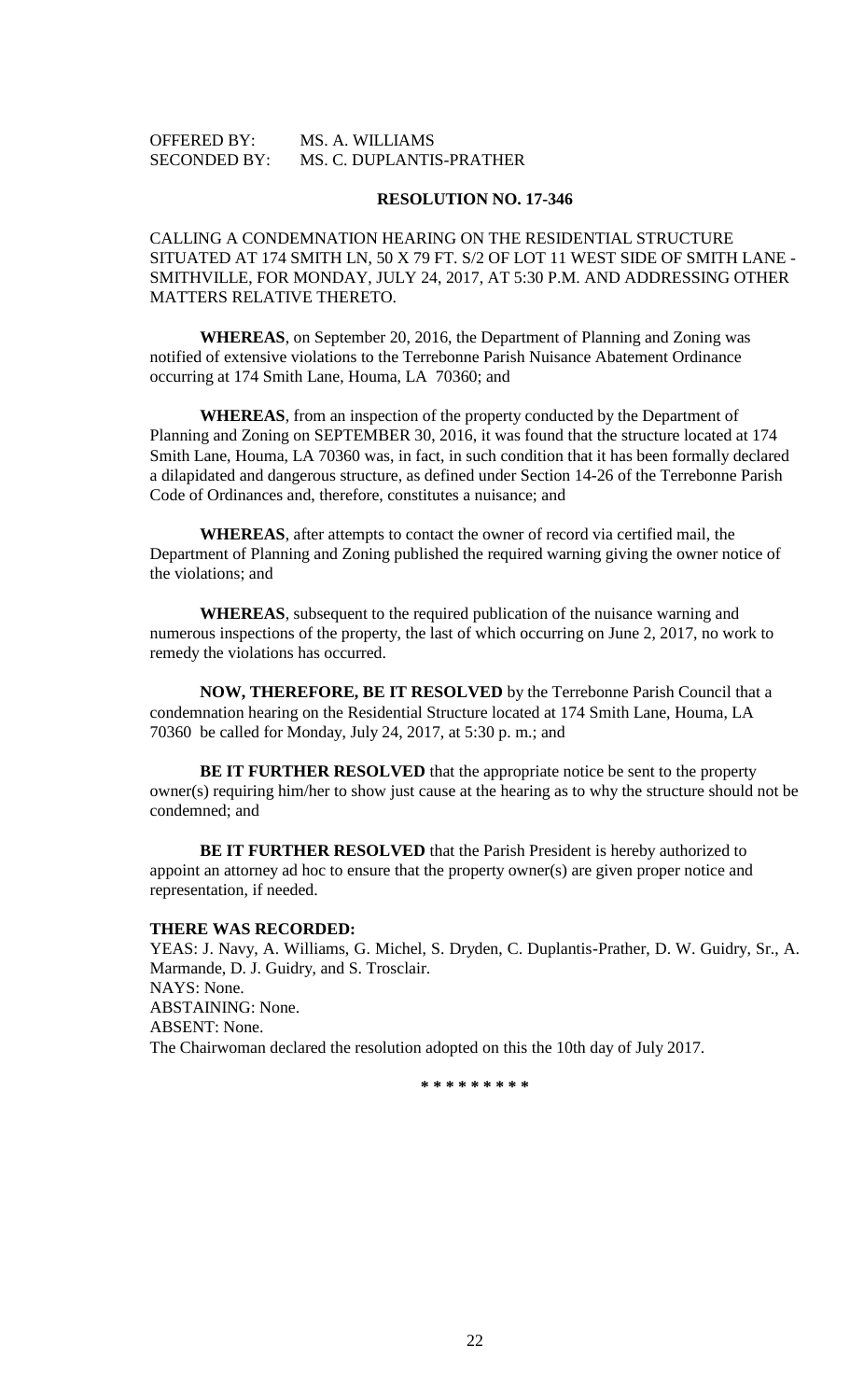OFFERED BY: MS. A. WILLIAMS
SECONDED BY: MS. C. DUPLANTIS-PRATHER

**RESOLUTION NO. 17-346**

CALLING A CONDEMNATION HEARING ON THE RESIDENTIAL STRUCTURE SITUATED AT 174 SMITH LN, 50 X 79 FT. S/2 OF LOT 11 WEST SIDE OF SMITH LANE - SMITHVILLE, FOR MONDAY, JULY 24, 2017, AT 5:30 P.M. AND ADDRESSING OTHER MATTERS RELATIVE THERETO.

**WHEREAS**, on September 20, 2016, the Department of Planning and Zoning was notified of extensive violations to the Terrebonne Parish Nuisance Abatement Ordinance occurring at 174 Smith Lane, Houma, LA 70360; and

**WHEREAS**, from an inspection of the property conducted by the Department of Planning and Zoning on SEPTEMBER 30, 2016, it was found that the structure located at 174 Smith Lane, Houma, LA 70360 was, in fact, in such condition that it has been formally declared a dilapidated and dangerous structure, as defined under Section 14-26 of the Terrebonne Parish Code of Ordinances and, therefore, constitutes a nuisance; and

**WHEREAS**, after attempts to contact the owner of record via certified mail, the Department of Planning and Zoning published the required warning giving the owner notice of the violations; and

**WHEREAS**, subsequent to the required publication of the nuisance warning and numerous inspections of the property, the last of which occurring on June 2, 2017, no work to remedy the violations has occurred.

**NOW, THEREFORE, BE IT RESOLVED** by the Terrebonne Parish Council that a condemnation hearing on the Residential Structure located at 174 Smith Lane, Houma, LA 70360 be called for Monday, July 24, 2017, at 5:30 p. m.; and

**BE IT FURTHER RESOLVED** that the appropriate notice be sent to the property owner(s) requiring him/her to show just cause at the hearing as to why the structure should not be condemned; and

**BE IT FURTHER RESOLVED** that the Parish President is hereby authorized to appoint an attorney ad hoc to ensure that the property owner(s) are given proper notice and representation, if needed.

**THERE WAS RECORDED:**

YEAS: J. Navy, A. Williams, G. Michel, S. Dryden, C. Duplantis-Prather, D. W. Guidry, Sr., A. Marmande, D. J. Guidry, and S. Trosclair.
NAYS: None.
ABSTAINING: None.
ABSENT: None.
The Chairwoman declared the resolution adopted on this the 10th day of July 2017.

\* \* \* \* \* \* \* \* \*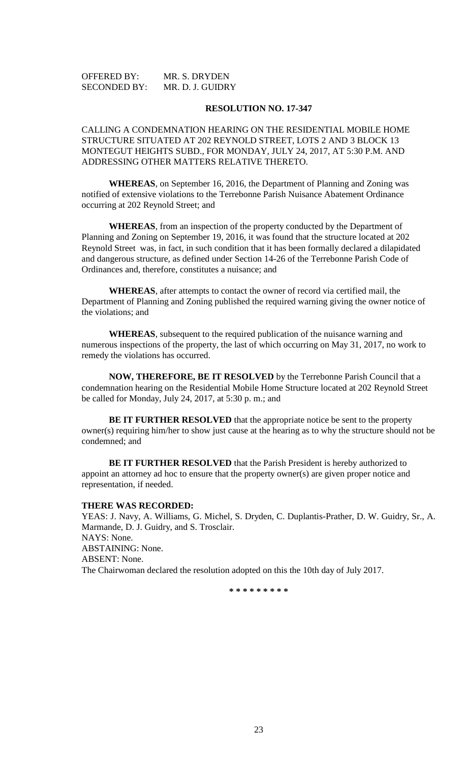OFFERED BY: MR. S. DRYDEN
SECONDED BY: MR. D. J. GUIDRY

**RESOLUTION NO. 17-347**

CALLING A CONDEMNATION HEARING ON THE RESIDENTIAL MOBILE HOME STRUCTURE SITUATED AT 202 REYNOLD STREET, LOTS 2 AND 3 BLOCK 13 MONTEGUT HEIGHTS SUBD., FOR MONDAY, JULY 24, 2017, AT 5:30 P.M. AND ADDRESSING OTHER MATTERS RELATIVE THERETO.

**WHEREAS**, on September 16, 2016, the Department of Planning and Zoning was notified of extensive violations to the Terrebonne Parish Nuisance Abatement Ordinance occurring at 202 Reynold Street; and

**WHEREAS**, from an inspection of the property conducted by the Department of Planning and Zoning on September 19, 2016, it was found that the structure located at 202 Reynold Street was, in fact, in such condition that it has been formally declared a dilapidated and dangerous structure, as defined under Section 14-26 of the Terrebonne Parish Code of Ordinances and, therefore, constitutes a nuisance; and

**WHEREAS**, after attempts to contact the owner of record via certified mail, the Department of Planning and Zoning published the required warning giving the owner notice of the violations; and

**WHEREAS**, subsequent to the required publication of the nuisance warning and numerous inspections of the property, the last of which occurring on May 31, 2017, no work to remedy the violations has occurred.

**NOW, THEREFORE, BE IT RESOLVED** by the Terrebonne Parish Council that a condemnation hearing on the Residential Mobile Home Structure located at 202 Reynold Street be called for Monday, July 24, 2017, at 5:30 p. m.; and

**BE IT FURTHER RESOLVED** that the appropriate notice be sent to the property owner(s) requiring him/her to show just cause at the hearing as to why the structure should not be condemned; and

**BE IT FURTHER RESOLVED** that the Parish President is hereby authorized to appoint an attorney ad hoc to ensure that the property owner(s) are given proper notice and representation, if needed.

**THERE WAS RECORDED:**

YEAS: J. Navy, A. Williams, G. Michel, S. Dryden, C. Duplantis-Prather, D. W. Guidry, Sr., A. Marmande, D. J. Guidry, and S. Trosclair.
NAYS: None.
ABSTAINING: None.
ABSENT: None.
The Chairwoman declared the resolution adopted on this the 10th day of July 2017.

\* \* \* \* \* \* \* \* \*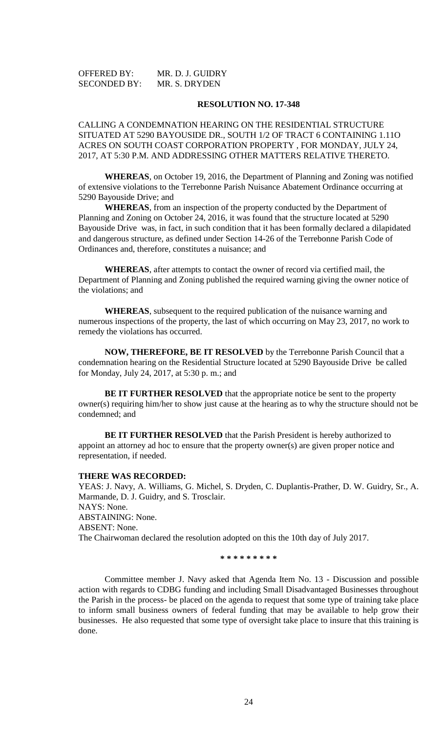OFFERED BY: MR. D. J. GUIDRY
SECONDED BY: MR. S. DRYDEN

**RESOLUTION NO. 17-348**

CALLING A CONDEMNATION HEARING ON THE RESIDENTIAL STRUCTURE SITUATED AT 5290 BAYOUSIDE DR., SOUTH 1/2 OF TRACT 6 CONTAINING 1.11O ACRES ON SOUTH COAST CORPORATION PROPERTY , FOR MONDAY, JULY 24, 2017, AT 5:30 P.M. AND ADDRESSING OTHER MATTERS RELATIVE THERETO.

**WHEREAS**, on October 19, 2016, the Department of Planning and Zoning was notified of extensive violations to the Terrebonne Parish Nuisance Abatement Ordinance occurring at 5290 Bayouside Drive; and

**WHEREAS**, from an inspection of the property conducted by the Department of Planning and Zoning on October 24, 2016, it was found that the structure located at 5290 Bayouside Drive was, in fact, in such condition that it has been formally declared a dilapidated and dangerous structure, as defined under Section 14-26 of the Terrebonne Parish Code of Ordinances and, therefore, constitutes a nuisance; and

**WHEREAS**, after attempts to contact the owner of record via certified mail, the Department of Planning and Zoning published the required warning giving the owner notice of the violations; and

**WHEREAS**, subsequent to the required publication of the nuisance warning and numerous inspections of the property, the last of which occurring on May 23, 2017, no work to remedy the violations has occurred.

**NOW, THEREFORE, BE IT RESOLVED** by the Terrebonne Parish Council that a condemnation hearing on the Residential Structure located at 5290 Bayouside Drive be called for Monday, July 24, 2017, at 5:30 p. m.; and

**BE IT FURTHER RESOLVED** that the appropriate notice be sent to the property owner(s) requiring him/her to show just cause at the hearing as to why the structure should not be condemned; and

**BE IT FURTHER RESOLVED** that the Parish President is hereby authorized to appoint an attorney ad hoc to ensure that the property owner(s) are given proper notice and representation, if needed.

**THERE WAS RECORDED:**

YEAS: J. Navy, A. Williams, G. Michel, S. Dryden, C. Duplantis-Prather, D. W. Guidry, Sr., A. Marmande, D. J. Guidry, and S. Trosclair.
NAYS: None.
ABSTAINING: None.
ABSENT: None.
The Chairwoman declared the resolution adopted on this the 10th day of July 2017.

**\* \* \* \* \* \* \* \* \***

Committee member J. Navy asked that Agenda Item No. 13 - Discussion and possible action with regards to CDBG funding and including Small Disadvantaged Businesses throughout the Parish in the process- be placed on the agenda to request that some type of training take place to inform small business owners of federal funding that may be available to help grow their businesses. He also requested that some type of oversight take place to insure that this training is done.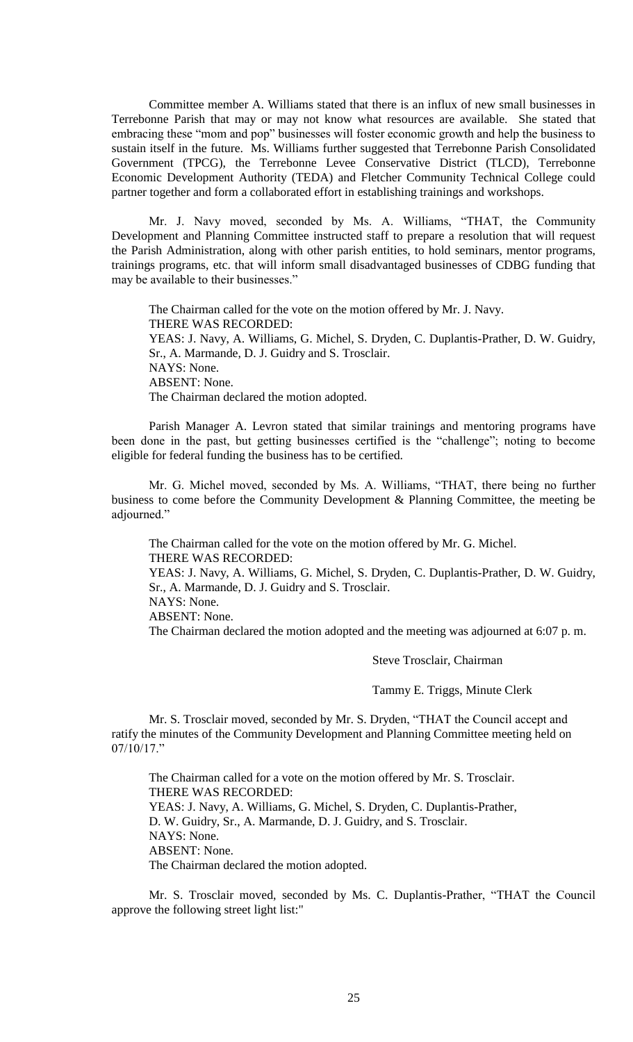Committee member A. Williams stated that there is an influx of new small businesses in Terrebonne Parish that may or may not know what resources are available. She stated that embracing these "mom and pop" businesses will foster economic growth and help the business to sustain itself in the future. Ms. Williams further suggested that Terrebonne Parish Consolidated Government (TPCG), the Terrebonne Levee Conservative District (TLCD), Terrebonne Economic Development Authority (TEDA) and Fletcher Community Technical College could partner together and form a collaborated effort in establishing trainings and workshops.

Mr. J. Navy moved, seconded by Ms. A. Williams, "THAT, the Community Development and Planning Committee instructed staff to prepare a resolution that will request the Parish Administration, along with other parish entities, to hold seminars, mentor programs, trainings programs, etc. that will inform small disadvantaged businesses of CDBG funding that may be available to their businesses."

The Chairman called for the vote on the motion offered by Mr. J. Navy.
THERE WAS RECORDED:
YEAS: J. Navy, A. Williams, G. Michel, S. Dryden, C. Duplantis-Prather, D. W. Guidry, Sr., A. Marmande, D. J. Guidry and S. Trosclair.
NAYS: None.
ABSENT: None.
The Chairman declared the motion adopted.

Parish Manager A. Levron stated that similar trainings and mentoring programs have been done in the past, but getting businesses certified is the "challenge"; noting to become eligible for federal funding the business has to be certified.

Mr. G. Michel moved, seconded by Ms. A. Williams, "THAT, there being no further business to come before the Community Development & Planning Committee, the meeting be adjourned."

The Chairman called for the vote on the motion offered by Mr. G. Michel.
THERE WAS RECORDED:
YEAS: J. Navy, A. Williams, G. Michel, S. Dryden, C. Duplantis-Prather, D. W. Guidry, Sr., A. Marmande, D. J. Guidry and S. Trosclair.
NAYS: None.
ABSENT: None.
The Chairman declared the motion adopted and the meeting was adjourned at 6:07 p. m.

Steve Trosclair, Chairman

Tammy E. Triggs, Minute Clerk

Mr. S. Trosclair moved, seconded by Mr. S. Dryden, "THAT the Council accept and ratify the minutes of the Community Development and Planning Committee meeting held on 07/10/17."

The Chairman called for a vote on the motion offered by Mr. S. Trosclair.
THERE WAS RECORDED:
YEAS: J. Navy, A. Williams, G. Michel, S. Dryden, C. Duplantis-Prather, D. W. Guidry, Sr., A. Marmande, D. J. Guidry, and S. Trosclair.
NAYS: None.
ABSENT: None.
The Chairman declared the motion adopted.

Mr. S. Trosclair moved, seconded by Ms. C. Duplantis-Prather, "THAT the Council approve the following street light list:"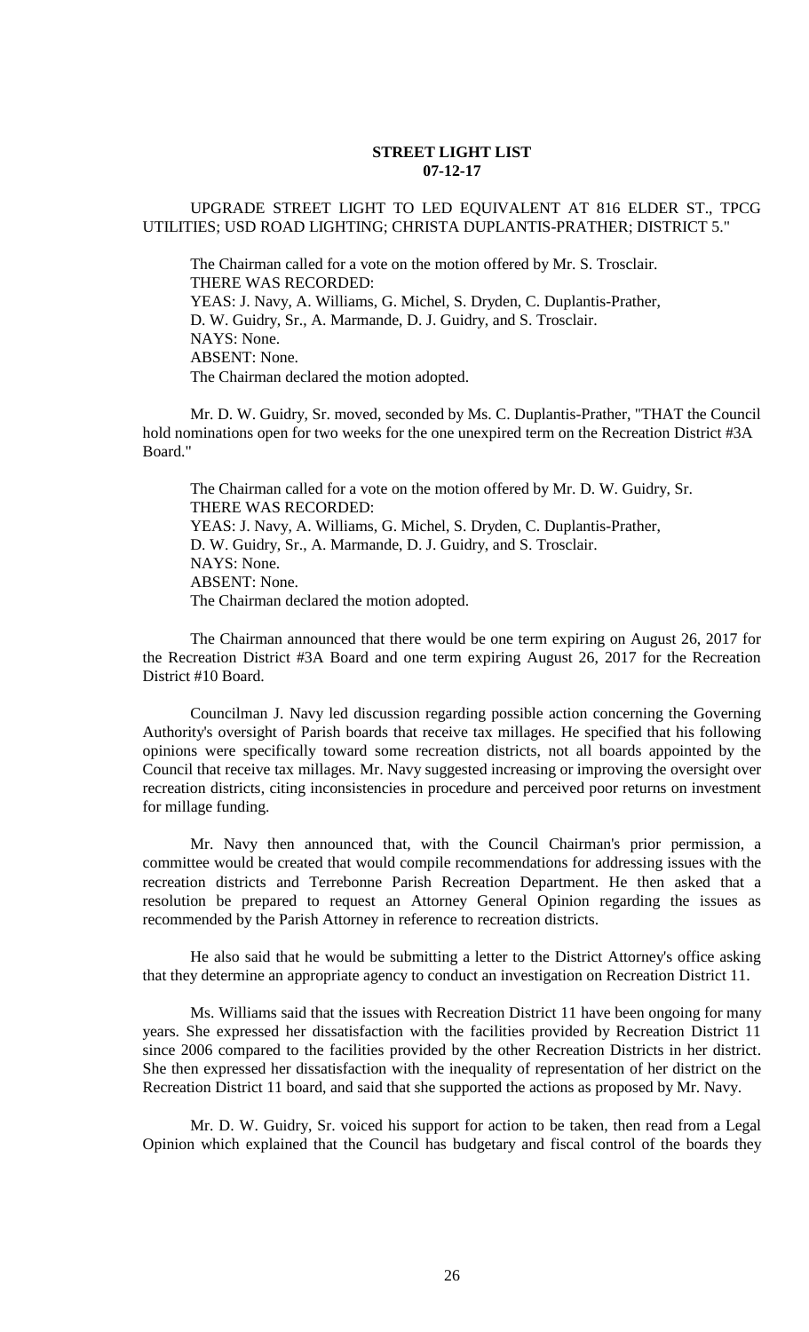**STREET LIGHT LIST**
**07-12-17**

UPGRADE STREET LIGHT TO LED EQUIVALENT AT 816 ELDER ST., TPCG UTILITIES; USD ROAD LIGHTING; CHRISTA DUPLANTIS-PRATHER; DISTRICT 5."

The Chairman called for a vote on the motion offered by Mr. S. Trosclair.
THERE WAS RECORDED:
YEAS: J. Navy, A. Williams, G. Michel, S. Dryden, C. Duplantis-Prather, D. W. Guidry, Sr., A. Marmande, D. J. Guidry, and S. Trosclair.
NAYS: None.
ABSENT: None.
The Chairman declared the motion adopted.

Mr. D. W. Guidry, Sr. moved, seconded by Ms. C. Duplantis-Prather, "THAT the Council hold nominations open for two weeks for the one unexpired term on the Recreation District #3A Board."

The Chairman called for a vote on the motion offered by Mr. D. W. Guidry, Sr.
THERE WAS RECORDED:
YEAS: J. Navy, A. Williams, G. Michel, S. Dryden, C. Duplantis-Prather, D. W. Guidry, Sr., A. Marmande, D. J. Guidry, and S. Trosclair.
NAYS: None.
ABSENT: None.
The Chairman declared the motion adopted.

The Chairman announced that there would be one term expiring on August 26, 2017 for the Recreation District #3A Board and one term expiring August 26, 2017 for the Recreation District #10 Board.

Councilman J. Navy led discussion regarding possible action concerning the Governing Authority's oversight of Parish boards that receive tax millages. He specified that his following opinions were specifically toward some recreation districts, not all boards appointed by the Council that receive tax millages. Mr. Navy suggested increasing or improving the oversight over recreation districts, citing inconsistencies in procedure and perceived poor returns on investment for millage funding.

Mr. Navy then announced that, with the Council Chairman's prior permission, a committee would be created that would compile recommendations for addressing issues with the recreation districts and Terrebonne Parish Recreation Department. He then asked that a resolution be prepared to request an Attorney General Opinion regarding the issues as recommended by the Parish Attorney in reference to recreation districts.

He also said that he would be submitting a letter to the District Attorney's office asking that they determine an appropriate agency to conduct an investigation on Recreation District 11.

Ms. Williams said that the issues with Recreation District 11 have been ongoing for many years. She expressed her dissatisfaction with the facilities provided by Recreation District 11 since 2006 compared to the facilities provided by the other Recreation Districts in her district. She then expressed her dissatisfaction with the inequality of representation of her district on the Recreation District 11 board, and said that she supported the actions as proposed by Mr. Navy.

Mr. D. W. Guidry, Sr. voiced his support for action to be taken, then read from a Legal Opinion which explained that the Council has budgetary and fiscal control of the boards they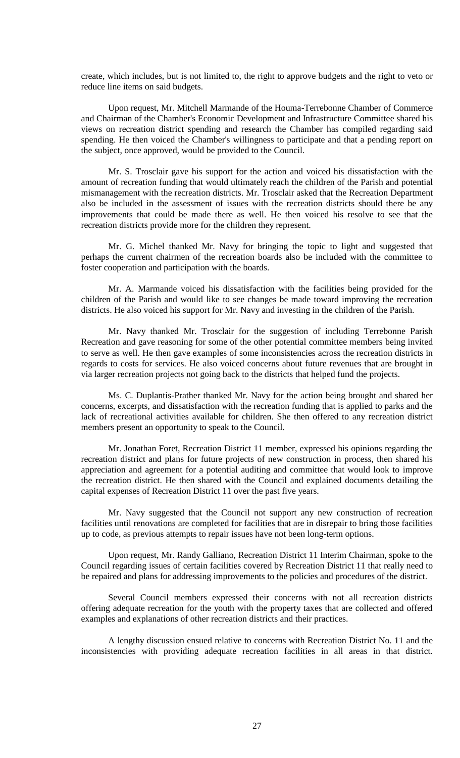create, which includes, but is not limited to, the right to approve budgets and the right to veto or reduce line items on said budgets.

Upon request, Mr. Mitchell Marmande of the Houma-Terrebonne Chamber of Commerce and Chairman of the Chamber's Economic Development and Infrastructure Committee shared his views on recreation district spending and research the Chamber has compiled regarding said spending. He then voiced the Chamber's willingness to participate and that a pending report on the subject, once approved, would be provided to the Council.

Mr. S. Trosclair gave his support for the action and voiced his dissatisfaction with the amount of recreation funding that would ultimately reach the children of the Parish and potential mismanagement with the recreation districts. Mr. Trosclair asked that the Recreation Department also be included in the assessment of issues with the recreation districts should there be any improvements that could be made there as well. He then voiced his resolve to see that the recreation districts provide more for the children they represent.

Mr. G. Michel thanked Mr. Navy for bringing the topic to light and suggested that perhaps the current chairmen of the recreation boards also be included with the committee to foster cooperation and participation with the boards.

Mr. A. Marmande voiced his dissatisfaction with the facilities being provided for the children of the Parish and would like to see changes be made toward improving the recreation districts. He also voiced his support for Mr. Navy and investing in the children of the Parish.

Mr. Navy thanked Mr. Trosclair for the suggestion of including Terrebonne Parish Recreation and gave reasoning for some of the other potential committee members being invited to serve as well. He then gave examples of some inconsistencies across the recreation districts in regards to costs for services. He also voiced concerns about future revenues that are brought in via larger recreation projects not going back to the districts that helped fund the projects.

Ms. C. Duplantis-Prather thanked Mr. Navy for the action being brought and shared her concerns, excerpts, and dissatisfaction with the recreation funding that is applied to parks and the lack of recreational activities available for children. She then offered to any recreation district members present an opportunity to speak to the Council.

Mr. Jonathan Foret, Recreation District 11 member, expressed his opinions regarding the recreation district and plans for future projects of new construction in process, then shared his appreciation and agreement for a potential auditing and committee that would look to improve the recreation district. He then shared with the Council and explained documents detailing the capital expenses of Recreation District 11 over the past five years.

Mr. Navy suggested that the Council not support any new construction of recreation facilities until renovations are completed for facilities that are in disrepair to bring those facilities up to code, as previous attempts to repair issues have not been long-term options.

Upon request, Mr. Randy Galliano, Recreation District 11 Interim Chairman, spoke to the Council regarding issues of certain facilities covered by Recreation District 11 that really need to be repaired and plans for addressing improvements to the policies and procedures of the district.

Several Council members expressed their concerns with not all recreation districts offering adequate recreation for the youth with the property taxes that are collected and offered examples and explanations of other recreation districts and their practices.

A lengthy discussion ensued relative to concerns with Recreation District No. 11 and the inconsistencies with providing adequate recreation facilities in all areas in that district.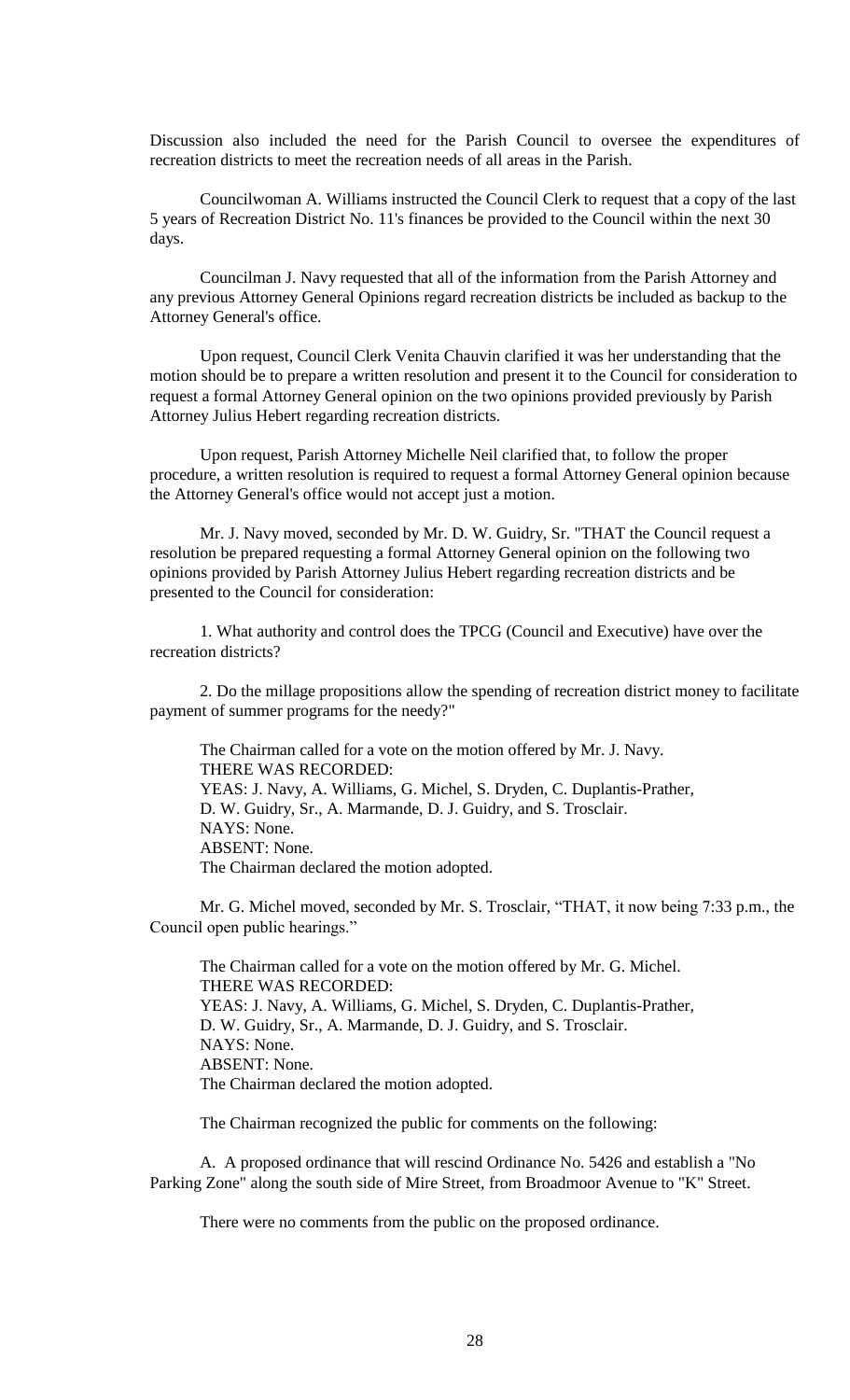Discussion also included the need for the Parish Council to oversee the expenditures of recreation districts to meet the recreation needs of all areas in the Parish.

Councilwoman A. Williams instructed the Council Clerk to request that a copy of the last 5 years of Recreation District No. 11's finances be provided to the Council within the next 30 days.

Councilman J. Navy requested that all of the information from the Parish Attorney and any previous Attorney General Opinions regard recreation districts be included as backup to the Attorney General's office.

Upon request, Council Clerk Venita Chauvin clarified it was her understanding that the motion should be to prepare a written resolution and present it to the Council for consideration to request a formal Attorney General opinion on the two opinions provided previously by Parish Attorney Julius Hebert regarding recreation districts.

Upon request, Parish Attorney Michelle Neil clarified that, to follow the proper procedure, a written resolution is required to request a formal Attorney General opinion because the Attorney General's office would not accept just a motion.

Mr. J. Navy moved, seconded by Mr. D. W. Guidry, Sr. "THAT the Council request a resolution be prepared requesting a formal Attorney General opinion on the following two opinions provided by Parish Attorney Julius Hebert regarding recreation districts and be presented to the Council for consideration:

1. What authority and control does the TPCG (Council and Executive) have over the recreation districts?

2. Do the millage propositions allow the spending of recreation district money to facilitate payment of summer programs for the needy?"

The Chairman called for a vote on the motion offered by Mr. J. Navy.
THERE WAS RECORDED:
YEAS: J. Navy, A. Williams, G. Michel, S. Dryden, C. Duplantis-Prather, D. W. Guidry, Sr., A. Marmande, D. J. Guidry, and S. Trosclair.
NAYS: None.
ABSENT: None.
The Chairman declared the motion adopted.

Mr. G. Michel moved, seconded by Mr. S. Trosclair, "THAT, it now being 7:33 p.m., the Council open public hearings."

The Chairman called for a vote on the motion offered by Mr. G. Michel.
THERE WAS RECORDED:
YEAS: J. Navy, A. Williams, G. Michel, S. Dryden, C. Duplantis-Prather, D. W. Guidry, Sr., A. Marmande, D. J. Guidry, and S. Trosclair.
NAYS: None.
ABSENT: None.
The Chairman declared the motion adopted.

The Chairman recognized the public for comments on the following:

A. A proposed ordinance that will rescind Ordinance No. 5426 and establish a "No Parking Zone" along the south side of Mire Street, from Broadmoor Avenue to "K" Street.

There were no comments from the public on the proposed ordinance.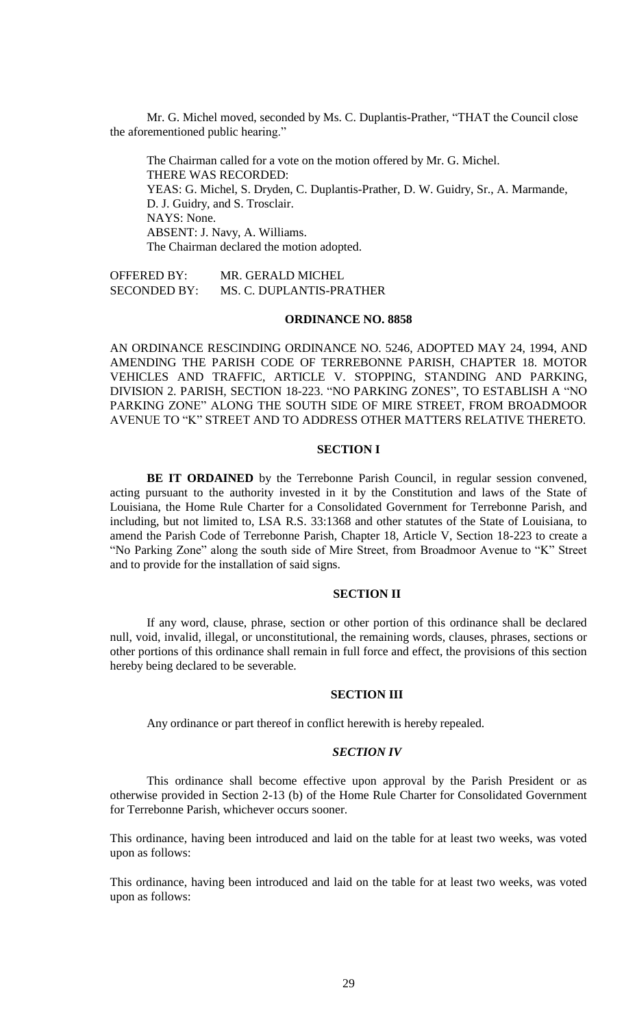Mr. G. Michel moved, seconded by Ms. C. Duplantis-Prather, "THAT the Council close the aforementioned public hearing."

The Chairman called for a vote on the motion offered by Mr. G. Michel.
THERE WAS RECORDED:
YEAS: G. Michel, S. Dryden, C. Duplantis-Prather, D. W. Guidry, Sr., A. Marmande, D. J. Guidry, and S. Trosclair.
NAYS: None.
ABSENT: J. Navy, A. Williams.
The Chairman declared the motion adopted.

OFFERED BY: MR. GERALD MICHEL
SECONDED BY: MS. C. DUPLANTIS-PRATHER

**ORDINANCE NO. 8858**

AN ORDINANCE RESCINDING ORDINANCE NO. 5246, ADOPTED MAY 24, 1994, AND AMENDING THE PARISH CODE OF TERREBONNE PARISH, CHAPTER 18. MOTOR VEHICLES AND TRAFFIC, ARTICLE V. STOPPING, STANDING AND PARKING, DIVISION 2. PARISH, SECTION 18-223. "NO PARKING ZONES", TO ESTABLISH A "NO PARKING ZONE" ALONG THE SOUTH SIDE OF MIRE STREET, FROM BROADMOOR AVENUE TO "K" STREET AND TO ADDRESS OTHER MATTERS RELATIVE THERETO.

**SECTION I**

**BE IT ORDAINED** by the Terrebonne Parish Council, in regular session convened, acting pursuant to the authority invested in it by the Constitution and laws of the State of Louisiana, the Home Rule Charter for a Consolidated Government for Terrebonne Parish, and including, but not limited to, LSA R.S. 33:1368 and other statutes of the State of Louisiana, to amend the Parish Code of Terrebonne Parish, Chapter 18, Article V, Section 18-223 to create a "No Parking Zone" along the south side of Mire Street, from Broadmoor Avenue to "K" Street and to provide for the installation of said signs.

**SECTION II**

If any word, clause, phrase, section or other portion of this ordinance shall be declared null, void, invalid, illegal, or unconstitutional, the remaining words, clauses, phrases, sections or other portions of this ordinance shall remain in full force and effect, the provisions of this section hereby being declared to be severable.

**SECTION III**

Any ordinance or part thereof in conflict herewith is hereby repealed.

***SECTION IV***

This ordinance shall become effective upon approval by the Parish President or as otherwise provided in Section 2-13 (b) of the Home Rule Charter for Consolidated Government for Terrebonne Parish, whichever occurs sooner.

This ordinance, having been introduced and laid on the table for at least two weeks, was voted upon as follows:

This ordinance, having been introduced and laid on the table for at least two weeks, was voted upon as follows: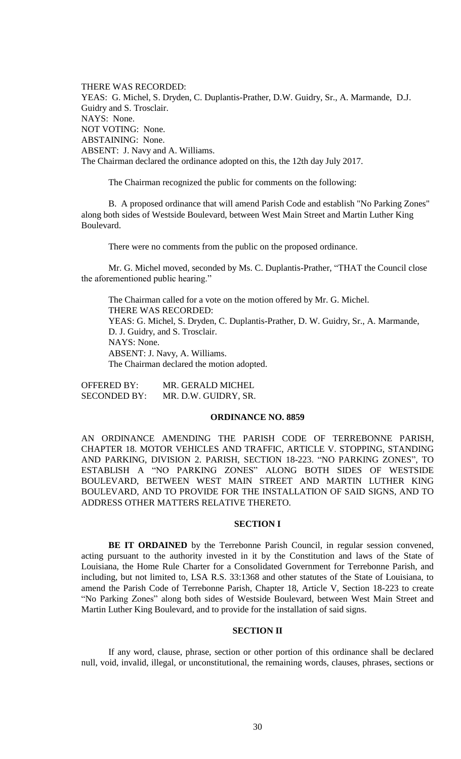THERE WAS RECORDED:
YEAS: G. Michel, S. Dryden, C. Duplantis-Prather, D.W. Guidry, Sr., A. Marmande, D.J. Guidry and S. Trosclair.
NAYS: None.
NOT VOTING: None.
ABSTAINING: None.
ABSENT: J. Navy and A. Williams.
The Chairman declared the ordinance adopted on this, the 12th day July 2017.

The Chairman recognized the public for comments on the following:

B. A proposed ordinance that will amend Parish Code and establish "No Parking Zones" along both sides of Westside Boulevard, between West Main Street and Martin Luther King Boulevard.

There were no comments from the public on the proposed ordinance.

Mr. G. Michel moved, seconded by Ms. C. Duplantis-Prather, "THAT the Council close the aforementioned public hearing."

The Chairman called for a vote on the motion offered by Mr. G. Michel.
THERE WAS RECORDED:
YEAS: G. Michel, S. Dryden, C. Duplantis-Prather, D. W. Guidry, Sr., A. Marmande, D. J. Guidry, and S. Trosclair.
NAYS: None.
ABSENT: J. Navy, A. Williams.
The Chairman declared the motion adopted.

OFFERED BY: MR. GERALD MICHEL
SECONDED BY: MR. D.W. GUIDRY, SR.

## ORDINANCE NO. 8859

AN ORDINANCE AMENDING THE PARISH CODE OF TERREBONNE PARISH, CHAPTER 18. MOTOR VEHICLES AND TRAFFIC, ARTICLE V. STOPPING, STANDING AND PARKING, DIVISION 2. PARISH, SECTION 18-223. "NO PARKING ZONES", TO ESTABLISH A "NO PARKING ZONES" ALONG BOTH SIDES OF WESTSIDE BOULEVARD, BETWEEN WEST MAIN STREET AND MARTIN LUTHER KING BOULEVARD, AND TO PROVIDE FOR THE INSTALLATION OF SAID SIGNS, AND TO ADDRESS OTHER MATTERS RELATIVE THERETO.

### SECTION I

**BE IT ORDAINED** by the Terrebonne Parish Council, in regular session convened, acting pursuant to the authority invested in it by the Constitution and laws of the State of Louisiana, the Home Rule Charter for a Consolidated Government for Terrebonne Parish, and including, but not limited to, LSA R.S. 33:1368 and other statutes of the State of Louisiana, to amend the Parish Code of Terrebonne Parish, Chapter 18, Article V, Section 18-223 to create "No Parking Zones" along both sides of Westside Boulevard, between West Main Street and Martin Luther King Boulevard, and to provide for the installation of said signs.

### SECTION II

If any word, clause, phrase, section or other portion of this ordinance shall be declared null, void, invalid, illegal, or unconstitutional, the remaining words, clauses, phrases, sections or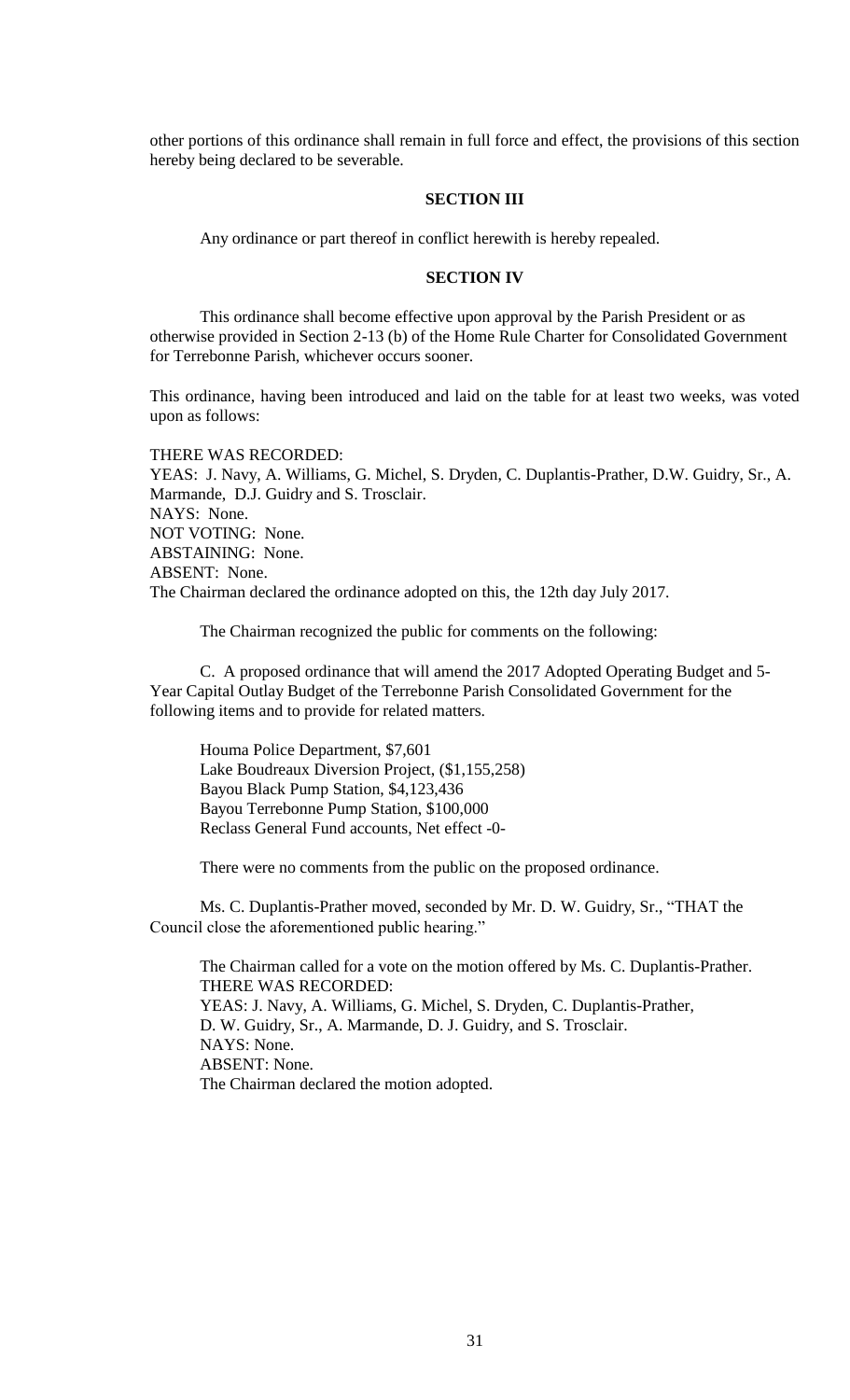other portions of this ordinance shall remain in full force and effect, the provisions of this section hereby being declared to be severable.

**SECTION III**

Any ordinance or part thereof in conflict herewith is hereby repealed.

**SECTION IV**

This ordinance shall become effective upon approval by the Parish President or as otherwise provided in Section 2-13 (b) of the Home Rule Charter for Consolidated Government for Terrebonne Parish, whichever occurs sooner.

This ordinance, having been introduced and laid on the table for at least two weeks, was voted upon as follows:

THERE WAS RECORDED:
YEAS: J. Navy, A. Williams, G. Michel, S. Dryden, C. Duplantis-Prather, D.W. Guidry, Sr., A. Marmande, D.J. Guidry and S. Trosclair.
NAYS: None.
NOT VOTING: None.
ABSTAINING: None.
ABSENT: None.
The Chairman declared the ordinance adopted on this, the 12th day July 2017.

The Chairman recognized the public for comments on the following:

C. A proposed ordinance that will amend the 2017 Adopted Operating Budget and 5-Year Capital Outlay Budget of the Terrebonne Parish Consolidated Government for the following items and to provide for related matters.

Houma Police Department, $7,601
Lake Boudreaux Diversion Project, ($1,155,258)
Bayou Black Pump Station, $4,123,436
Bayou Terrebonne Pump Station, $100,000
Reclass General Fund accounts, Net effect -0-

There were no comments from the public on the proposed ordinance.

Ms. C. Duplantis-Prather moved, seconded by Mr. D. W. Guidry, Sr., "THAT the Council close the aforementioned public hearing."

The Chairman called for a vote on the motion offered by Ms. C. Duplantis-Prather.
THERE WAS RECORDED:
YEAS: J. Navy, A. Williams, G. Michel, S. Dryden, C. Duplantis-Prather, D. W. Guidry, Sr., A. Marmande, D. J. Guidry, and S. Trosclair.
NAYS: None.
ABSENT: None.
The Chairman declared the motion adopted.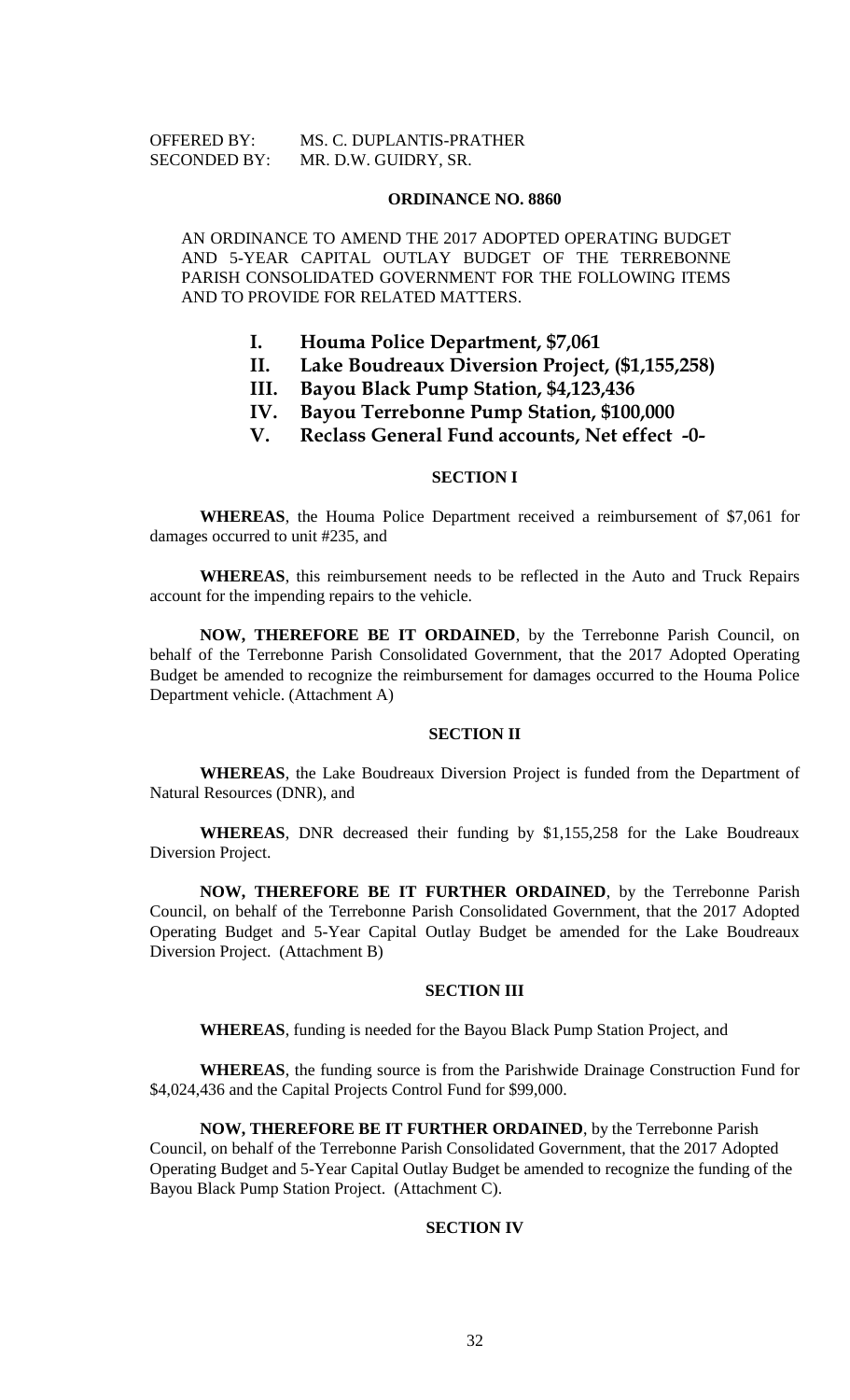OFFERED BY: MS. C. DUPLANTIS-PRATHER
SECONDED BY: MR. D.W. GUIDRY, SR.

## ORDINANCE NO. 8860

AN ORDINANCE TO AMEND THE 2017 ADOPTED OPERATING BUDGET AND 5-YEAR CAPITAL OUTLAY BUDGET OF THE TERREBONNE PARISH CONSOLIDATED GOVERNMENT FOR THE FOLLOWING ITEMS AND TO PROVIDE FOR RELATED MATTERS.

- **I. Houma Police Department, $7,061**
- **II. Lake Boudreaux Diversion Project, ($1,155,258)**
- **III. Bayou Black Pump Station, $4,123,436**
- **IV. Bayou Terrebonne Pump Station, $100,000**
- **V. Reclass General Fund accounts, Net effect -0-**

### SECTION I

**WHEREAS**, the Houma Police Department received a reimbursement of $7,061 for damages occurred to unit #235, and

**WHEREAS**, this reimbursement needs to be reflected in the Auto and Truck Repairs account for the impending repairs to the vehicle.

**NOW, THEREFORE BE IT ORDAINED**, by the Terrebonne Parish Council, on behalf of the Terrebonne Parish Consolidated Government, that the 2017 Adopted Operating Budget be amended to recognize the reimbursement for damages occurred to the Houma Police Department vehicle. (Attachment A)

### SECTION II

**WHEREAS**, the Lake Boudreaux Diversion Project is funded from the Department of Natural Resources (DNR), and

**WHEREAS**, DNR decreased their funding by $1,155,258 for the Lake Boudreaux Diversion Project.

**NOW, THEREFORE BE IT FURTHER ORDAINED**, by the Terrebonne Parish Council, on behalf of the Terrebonne Parish Consolidated Government, that the 2017 Adopted Operating Budget and 5-Year Capital Outlay Budget be amended for the Lake Boudreaux Diversion Project. (Attachment B)

### SECTION III

**WHEREAS**, funding is needed for the Bayou Black Pump Station Project, and

**WHEREAS**, the funding source is from the Parishwide Drainage Construction Fund for $4,024,436 and the Capital Projects Control Fund for $99,000.

**NOW, THEREFORE BE IT FURTHER ORDAINED**, by the Terrebonne Parish Council, on behalf of the Terrebonne Parish Consolidated Government, that the 2017 Adopted Operating Budget and 5-Year Capital Outlay Budget be amended to recognize the funding of the Bayou Black Pump Station Project. (Attachment C).

### SECTION IV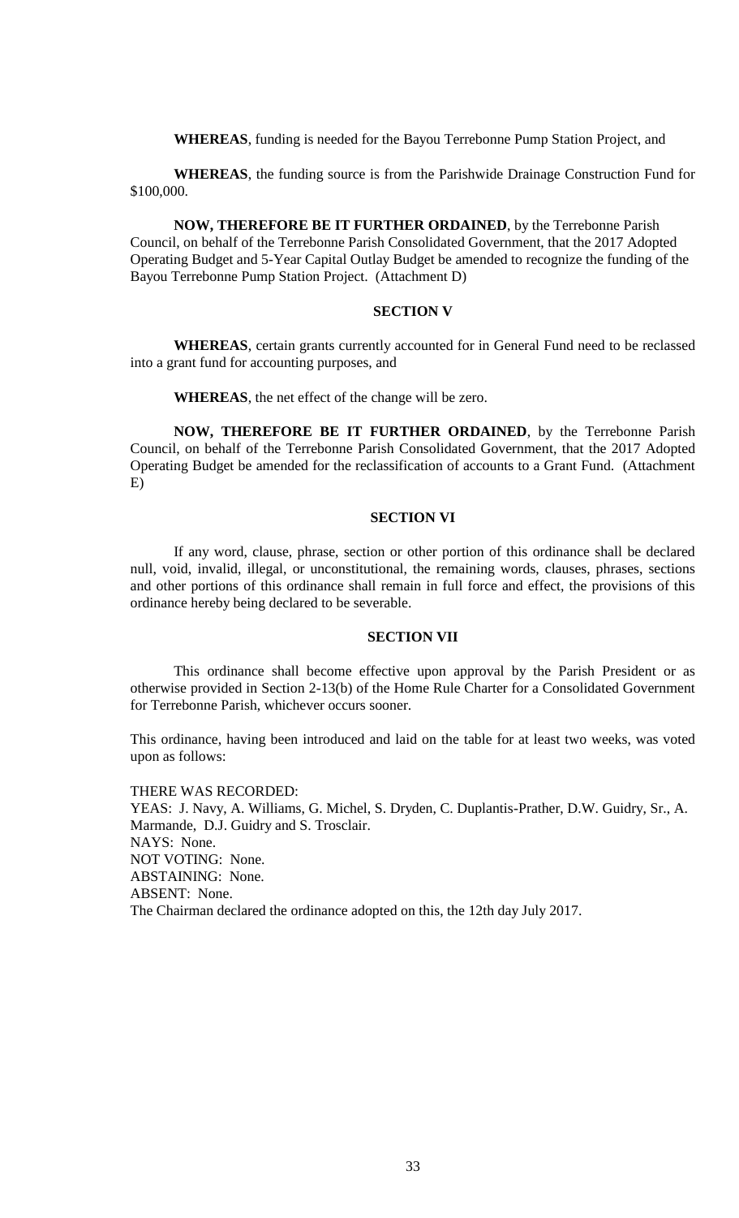**WHEREAS**, funding is needed for the Bayou Terrebonne Pump Station Project, and

**WHEREAS**, the funding source is from the Parishwide Drainage Construction Fund for $100,000.

**NOW, THEREFORE BE IT FURTHER ORDAINED**, by the Terrebonne Parish Council, on behalf of the Terrebonne Parish Consolidated Government, that the 2017 Adopted Operating Budget and 5-Year Capital Outlay Budget be amended to recognize the funding of the Bayou Terrebonne Pump Station Project. (Attachment D)

**SECTION V**

**WHEREAS**, certain grants currently accounted for in General Fund need to be reclassed into a grant fund for accounting purposes, and

**WHEREAS**, the net effect of the change will be zero.

**NOW, THEREFORE BE IT FURTHER ORDAINED**, by the Terrebonne Parish Council, on behalf of the Terrebonne Parish Consolidated Government, that the 2017 Adopted Operating Budget be amended for the reclassification of accounts to a Grant Fund. (Attachment E)

**SECTION VI**

If any word, clause, phrase, section or other portion of this ordinance shall be declared null, void, invalid, illegal, or unconstitutional, the remaining words, clauses, phrases, sections and other portions of this ordinance shall remain in full force and effect, the provisions of this ordinance hereby being declared to be severable.

**SECTION VII**

This ordinance shall become effective upon approval by the Parish President or as otherwise provided in Section 2-13(b) of the Home Rule Charter for a Consolidated Government for Terrebonne Parish, whichever occurs sooner.

This ordinance, having been introduced and laid on the table for at least two weeks, was voted upon as follows:

THERE WAS RECORDED:
YEAS: J. Navy, A. Williams, G. Michel, S. Dryden, C. Duplantis-Prather, D.W. Guidry, Sr., A. Marmande, D.J. Guidry and S. Trosclair.
NAYS: None.
NOT VOTING: None.
ABSTAINING: None.
ABSENT: None.
The Chairman declared the ordinance adopted on this, the 12th day July 2017.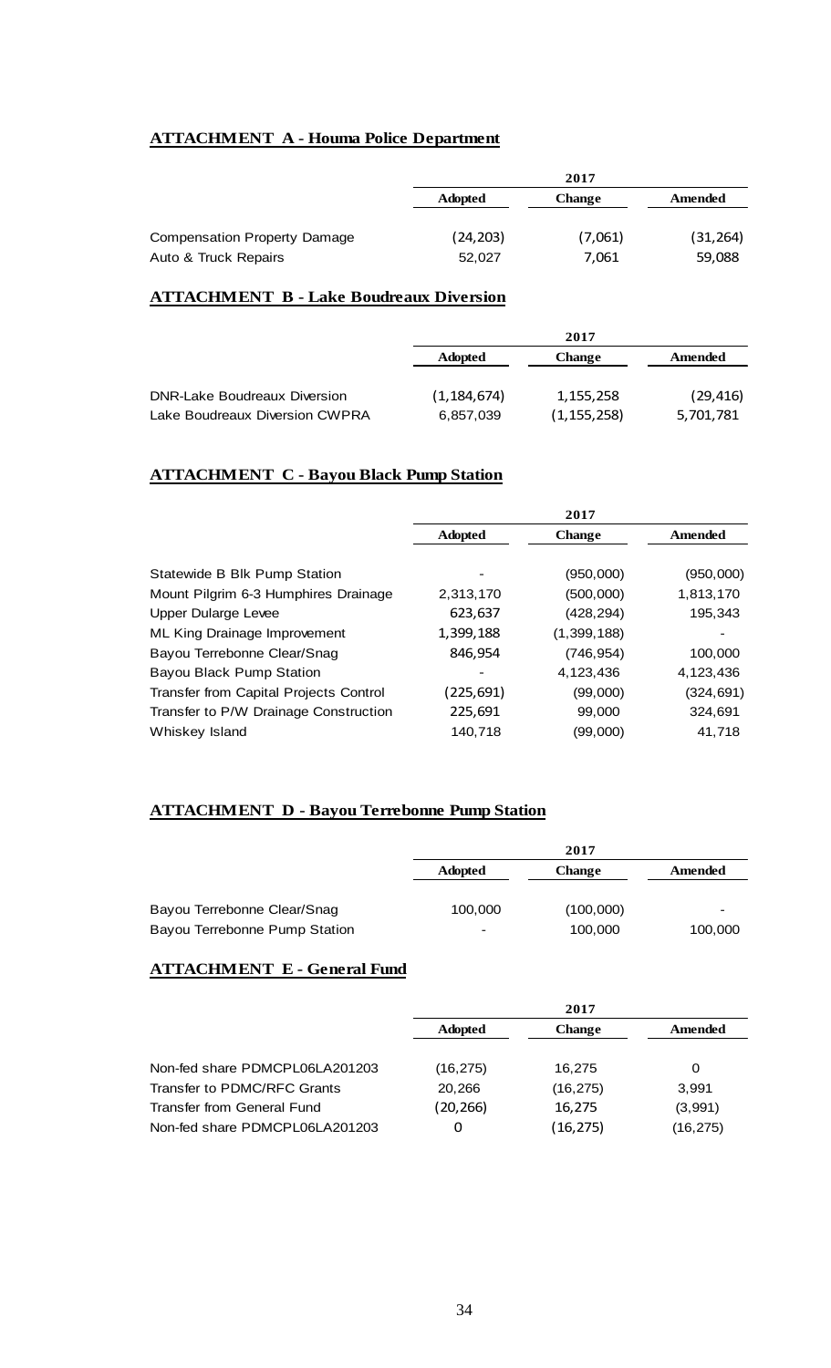## ATTACHMENT A - Houma Police Department

| | 2017 | | |
|---|---|---|---|
| | Adopted | Change | Amended |
| Compensation Property Damage | (24,203) | (7,061) | (31,264) |
| Auto & Truck Repairs | 52,027 | 7,061 | 59,088 |

## ATTACHMENT B - Lake Boudreaux Diversion

| | 2017 | | |
|---|---|---|---|
| | Adopted | Change | Amended |
| DNR-Lake Boudreaux Diversion | (1,184,674) | 1,155,258 | (29,416) |
| Lake Boudreaux Diversion CWPRA | 6,857,039 | (1,155,258) | 5,701,781 |

## ATTACHMENT C - Bayou Black Pump Station

| | 2017 | | |
|---|---|---|---|
| | Adopted | Change | Amended |
| Statewide B Blk Pump Station | - | (950,000) | (950,000) |
| Mount Pilgrim 6-3 Humphires Drainage | 2,313,170 | (500,000) | 1,813,170 |
| Upper Dularge Levee | 623,637 | (428,294) | 195,343 |
| ML King Drainage Improvement | 1,399,188 | (1,399,188) | - |
| Bayou Terrebonne Clear/Snag | 846,954 | (746,954) | 100,000 |
| Bayou Black Pump Station | - | 4,123,436 | 4,123,436 |
| Transfer from Capital Projects Control | (225,691) | (99,000) | (324,691) |
| Transfer to P/W Drainage Construction | 225,691 | 99,000 | 324,691 |
| Whiskey Island | 140,718 | (99,000) | 41,718 |

## ATTACHMENT D - Bayou Terrebonne Pump Station

| | 2017 | | |
|---|---|---|---|
| | Adopted | Change | Amended |
| Bayou Terrebonne Clear/Snag | 100,000 | (100,000) | - |
| Bayou Terrebonne Pump Station | - | 100,000 | 100,000 |

## ATTACHMENT E - General Fund

| | 2017 | | |
|---|---|---|---|
| | Adopted | Change | Amended |
| Non-fed share PDMCPL06LA201203 | (16,275) | 16,275 | 0 |
| Transfer to PDMC/RFC Grants | 20,266 | (16,275) | 3,991 |
| Transfer from General Fund | (20,266) | 16,275 | (3,991) |
| Non-fed share PDMCPL06LA201203 | 0 | (16,275) | (16,275) |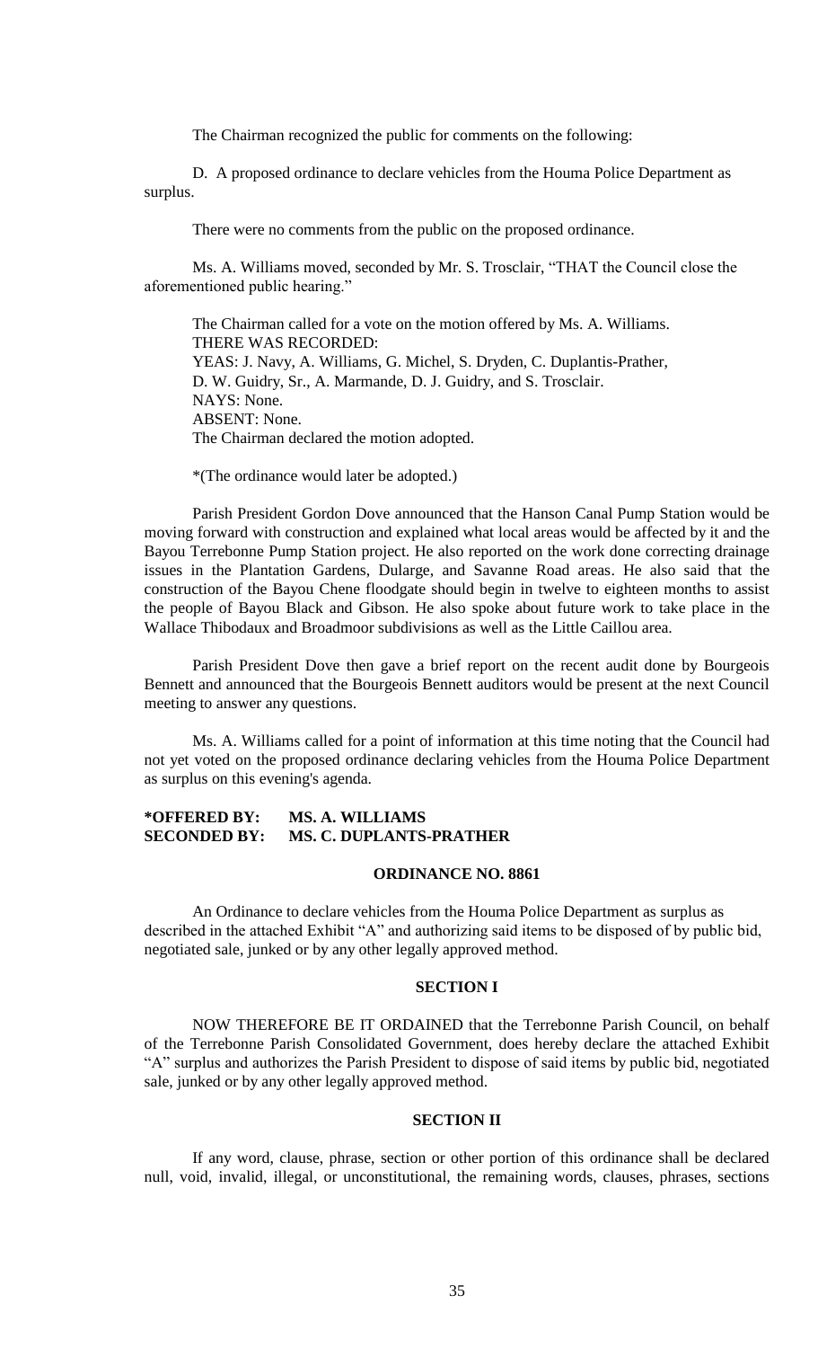The Chairman recognized the public for comments on the following:

D. A proposed ordinance to declare vehicles from the Houma Police Department as surplus.

There were no comments from the public on the proposed ordinance.

Ms. A. Williams moved, seconded by Mr. S. Trosclair, "THAT the Council close the aforementioned public hearing."

The Chairman called for a vote on the motion offered by Ms. A. Williams.
THERE WAS RECORDED:
YEAS: J. Navy, A. Williams, G. Michel, S. Dryden, C. Duplantis-Prather, D. W. Guidry, Sr., A. Marmande, D. J. Guidry, and S. Trosclair.
NAYS: None.
ABSENT: None.
The Chairman declared the motion adopted.

*(The ordinance would later be adopted.)

Parish President Gordon Dove announced that the Hanson Canal Pump Station would be moving forward with construction and explained what local areas would be affected by it and the Bayou Terrebonne Pump Station project. He also reported on the work done correcting drainage issues in the Plantation Gardens, Dularge, and Savanne Road areas. He also said that the construction of the Bayou Chene floodgate should begin in twelve to eighteen months to assist the people of Bayou Black and Gibson. He also spoke about future work to take place in the Wallace Thibodaux and Broadmoor subdivisions as well as the Little Caillou area.

Parish President Dove then gave a brief report on the recent audit done by Bourgeois Bennett and announced that the Bourgeois Bennett auditors would be present at the next Council meeting to answer any questions.

Ms. A. Williams called for a point of information at this time noting that the Council had not yet voted on the proposed ordinance declaring vehicles from the Houma Police Department as surplus on this evening's agenda.

**\*OFFERED BY: MS. A. WILLIAMS**
**SECONDED BY: MS. C. DUPLANTS-PRATHER**

**ORDINANCE NO. 8861**

An Ordinance to declare vehicles from the Houma Police Department as surplus as described in the attached Exhibit "A" and authorizing said items to be disposed of by public bid, negotiated sale, junked or by any other legally approved method.

**SECTION I**

NOW THEREFORE BE IT ORDAINED that the Terrebonne Parish Council, on behalf of the Terrebonne Parish Consolidated Government, does hereby declare the attached Exhibit "A" surplus and authorizes the Parish President to dispose of said items by public bid, negotiated sale, junked or by any other legally approved method.

**SECTION II**

If any word, clause, phrase, section or other portion of this ordinance shall be declared null, void, invalid, illegal, or unconstitutional, the remaining words, clauses, phrases, sections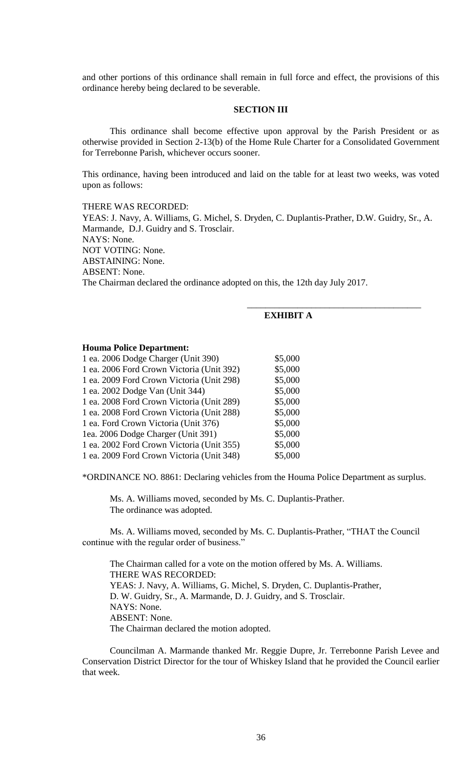and other portions of this ordinance shall remain in full force and effect, the provisions of this ordinance hereby being declared to be severable.

**SECTION III**

This ordinance shall become effective upon approval by the Parish President or as otherwise provided in Section 2-13(b) of the Home Rule Charter for a Consolidated Government for Terrebonne Parish, whichever occurs sooner.

This ordinance, having been introduced and laid on the table for at least two weeks, was voted upon as follows:

THERE WAS RECORDED:
YEAS: J. Navy, A. Williams, G. Michel, S. Dryden, C. Duplantis-Prather, D.W. Guidry, Sr., A. Marmande, D.J. Guidry and S. Trosclair.
NAYS: None.
NOT VOTING: None.
ABSTAINING: None.
ABSENT: None.
The Chairman declared the ordinance adopted on this, the 12th day July 2017.

**EXHIBIT A**

**Houma Police Department:**

| | |
|---|---|
| 1 ea. 2006 Dodge Charger (Unit 390) | $5,000 |
| 1 ea. 2006 Ford Crown Victoria (Unit 392) | $5,000 |
| 1 ea. 2009 Ford Crown Victoria (Unit 298) | $5,000 |
| 1 ea. 2002 Dodge Van (Unit 344) | $5,000 |
| 1 ea. 2008 Ford Crown Victoria (Unit 289) | $5,000 |
| 1 ea. 2008 Ford Crown Victoria (Unit 288) | $5,000 |
| 1 ea. Ford Crown Victoria (Unit 376) | $5,000 |
| 1ea. 2006 Dodge Charger (Unit 391) | $5,000 |
| 1 ea. 2002 Ford Crown Victoria (Unit 355) | $5,000 |
| 1 ea. 2009 Ford Crown Victoria (Unit 348) | $5,000 |

*ORDINANCE NO. 8861: Declaring vehicles from the Houma Police Department as surplus.

Ms. A. Williams moved, seconded by Ms. C. Duplantis-Prather.
The ordinance was adopted.

Ms. A. Williams moved, seconded by Ms. C. Duplantis-Prather, "THAT the Council continue with the regular order of business."

The Chairman called for a vote on the motion offered by Ms. A. Williams.
THERE WAS RECORDED:
YEAS: J. Navy, A. Williams, G. Michel, S. Dryden, C. Duplantis-Prather, D. W. Guidry, Sr., A. Marmande, D. J. Guidry, and S. Trosclair.
NAYS: None.
ABSENT: None.
The Chairman declared the motion adopted.

Councilman A. Marmande thanked Mr. Reggie Dupre, Jr. Terrebonne Parish Levee and Conservation District Director for the tour of Whiskey Island that he provided the Council earlier that week.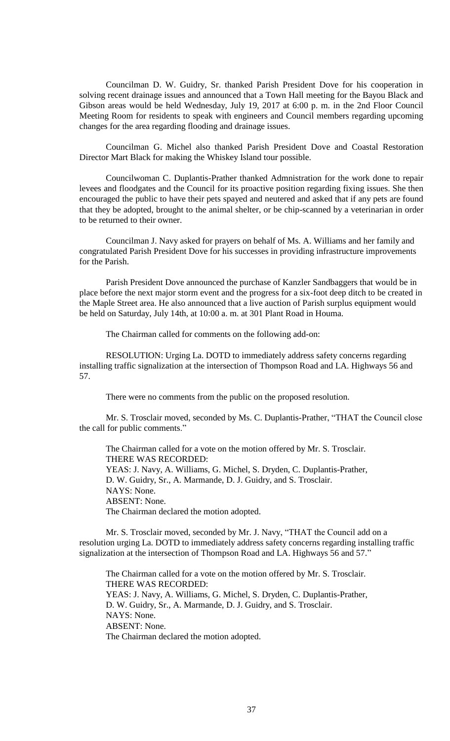Councilman D. W. Guidry, Sr. thanked Parish President Dove for his cooperation in solving recent drainage issues and announced that a Town Hall meeting for the Bayou Black and Gibson areas would be held Wednesday, July 19, 2017 at 6:00 p. m. in the 2nd Floor Council Meeting Room for residents to speak with engineers and Council members regarding upcoming changes for the area regarding flooding and drainage issues.

Councilman G. Michel also thanked Parish President Dove and Coastal Restoration Director Mart Black for making the Whiskey Island tour possible.

Councilwoman C. Duplantis-Prather thanked Admnistration for the work done to repair levees and floodgates and the Council for its proactive position regarding fixing issues. She then encouraged the public to have their pets spayed and neutered and asked that if any pets are found that they be adopted, brought to the animal shelter, or be chip-scanned by a veterinarian in order to be returned to their owner.

Councilman J. Navy asked for prayers on behalf of Ms. A. Williams and her family and congratulated Parish President Dove for his successes in providing infrastructure improvements for the Parish.

Parish President Dove announced the purchase of Kanzler Sandbaggers that would be in place before the next major storm event and the progress for a six-foot deep ditch to be created in the Maple Street area. He also announced that a live auction of Parish surplus equipment would be held on Saturday, July 14th, at 10:00 a. m. at 301 Plant Road in Houma.

The Chairman called for comments on the following add-on:

RESOLUTION: Urging La. DOTD to immediately address safety concerns regarding installing traffic signalization at the intersection of Thompson Road and LA. Highways 56 and 57.

There were no comments from the public on the proposed resolution.

Mr. S. Trosclair moved, seconded by Ms. C. Duplantis-Prather, "THAT the Council close the call for public comments."

The Chairman called for a vote on the motion offered by Mr. S. Trosclair.
THERE WAS RECORDED:
YEAS: J. Navy, A. Williams, G. Michel, S. Dryden, C. Duplantis-Prather, D. W. Guidry, Sr., A. Marmande, D. J. Guidry, and S. Trosclair.
NAYS: None.
ABSENT: None.
The Chairman declared the motion adopted.

Mr. S. Trosclair moved, seconded by Mr. J. Navy, "THAT the Council add on a resolution urging La. DOTD to immediately address safety concerns regarding installing traffic signalization at the intersection of Thompson Road and LA. Highways 56 and 57."

The Chairman called for a vote on the motion offered by Mr. S. Trosclair.
THERE WAS RECORDED:
YEAS: J. Navy, A. Williams, G. Michel, S. Dryden, C. Duplantis-Prather, D. W. Guidry, Sr., A. Marmande, D. J. Guidry, and S. Trosclair.
NAYS: None.
ABSENT: None.
The Chairman declared the motion adopted.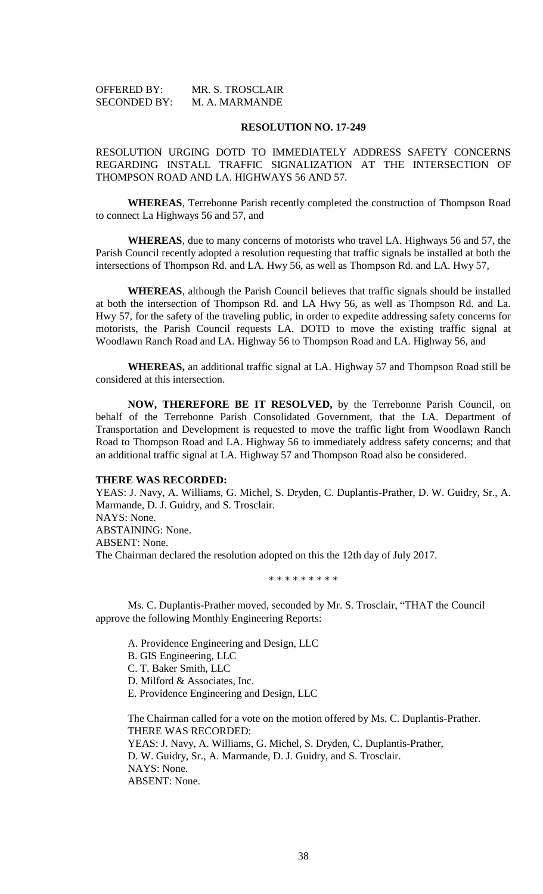OFFERED BY: MR. S. TROSCLAIR
SECONDED BY: M. A. MARMANDE

**RESOLUTION NO. 17-249**

RESOLUTION URGING DOTD TO IMMEDIATELY ADDRESS SAFETY CONCERNS REGARDING INSTALL TRAFFIC SIGNALIZATION AT THE INTERSECTION OF THOMPSON ROAD AND LA. HIGHWAYS 56 AND 57.

**WHEREAS**, Terrebonne Parish recently completed the construction of Thompson Road to connect La Highways 56 and 57, and

**WHEREAS**, due to many concerns of motorists who travel LA. Highways 56 and 57, the Parish Council recently adopted a resolution requesting that traffic signals be installed at both the intersections of Thompson Rd. and LA. Hwy 56, as well as Thompson Rd. and LA. Hwy 57,

**WHEREAS**, although the Parish Council believes that traffic signals should be installed at both the intersection of Thompson Rd. and LA Hwy 56, as well as Thompson Rd. and La. Hwy 57, for the safety of the traveling public, in order to expedite addressing safety concerns for motorists, the Parish Council requests LA. DOTD to move the existing traffic signal at Woodlawn Ranch Road and LA. Highway 56 to Thompson Road and LA. Highway 56, and

**WHEREAS,** an additional traffic signal at LA. Highway 57 and Thompson Road still be considered at this intersection.

**NOW, THEREFORE BE IT RESOLVED,** by the Terrebonne Parish Council, on behalf of the Terrebonne Parish Consolidated Government, that the LA. Department of Transportation and Development is requested to move the traffic light from Woodlawn Ranch Road to Thompson Road and LA. Highway 56 to immediately address safety concerns; and that an additional traffic signal at LA. Highway 57 and Thompson Road also be considered.

**THERE WAS RECORDED:**
YEAS: J. Navy, A. Williams, G. Michel, S. Dryden, C. Duplantis-Prather, D. W. Guidry, Sr., A. Marmande, D. J. Guidry, and S. Trosclair.
NAYS: None.
ABSTAINING: None.
ABSENT: None.
The Chairman declared the resolution adopted on this the 12th day of July 2017.

\* \* \* \* \* \* \* \* \*

Ms. C. Duplantis-Prather moved, seconded by Mr. S. Trosclair, "THAT the Council approve the following Monthly Engineering Reports:

A. Providence Engineering and Design, LLC
B. GIS Engineering, LLC
C. T. Baker Smith, LLC
D. Milford & Associates, Inc.
E. Providence Engineering and Design, LLC

The Chairman called for a vote on the motion offered by Ms. C. Duplantis-Prather.
THERE WAS RECORDED:
YEAS: J. Navy, A. Williams, G. Michel, S. Dryden, C. Duplantis-Prather, D. W. Guidry, Sr., A. Marmande, D. J. Guidry, and S. Trosclair.
NAYS: None.
ABSENT: None.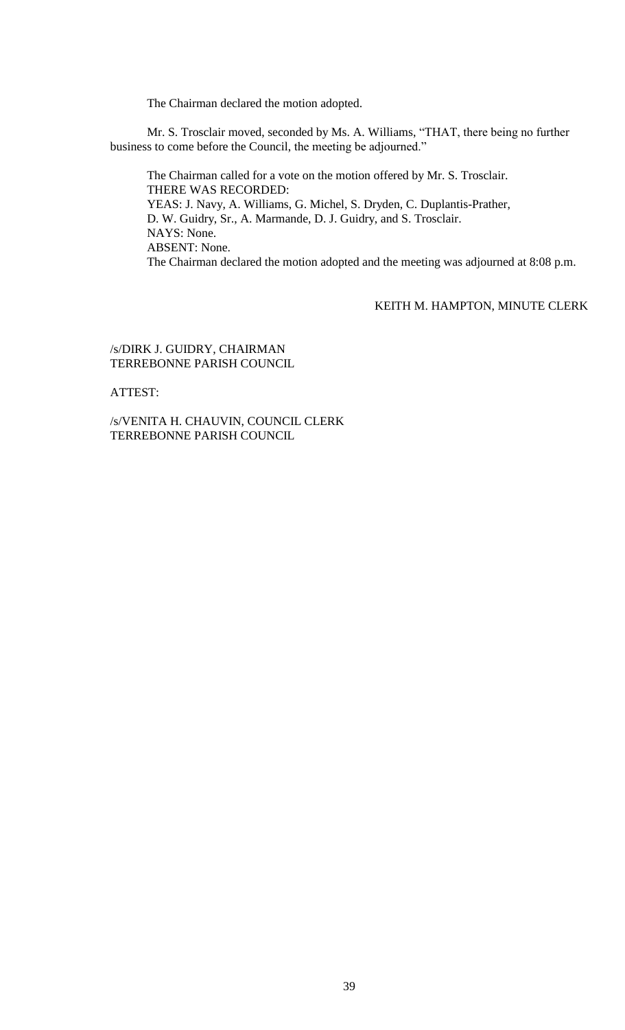The Chairman declared the motion adopted.

Mr. S. Trosclair moved, seconded by Ms. A. Williams, "THAT, there being no further business to come before the Council, the meeting be adjourned."

The Chairman called for a vote on the motion offered by Mr. S. Trosclair.
THERE WAS RECORDED:
YEAS: J. Navy, A. Williams, G. Michel, S. Dryden, C. Duplantis-Prather, D. W. Guidry, Sr., A. Marmande, D. J. Guidry, and S. Trosclair.
NAYS: None.
ABSENT: None.
The Chairman declared the motion adopted and the meeting was adjourned at 8:08 p.m.

KEITH M. HAMPTON, MINUTE CLERK

/s/DIRK J. GUIDRY, CHAIRMAN
TERREBONNE PARISH COUNCIL

ATTEST:

/s/VENITA H. CHAUVIN, COUNCIL CLERK
TERREBONNE PARISH COUNCIL